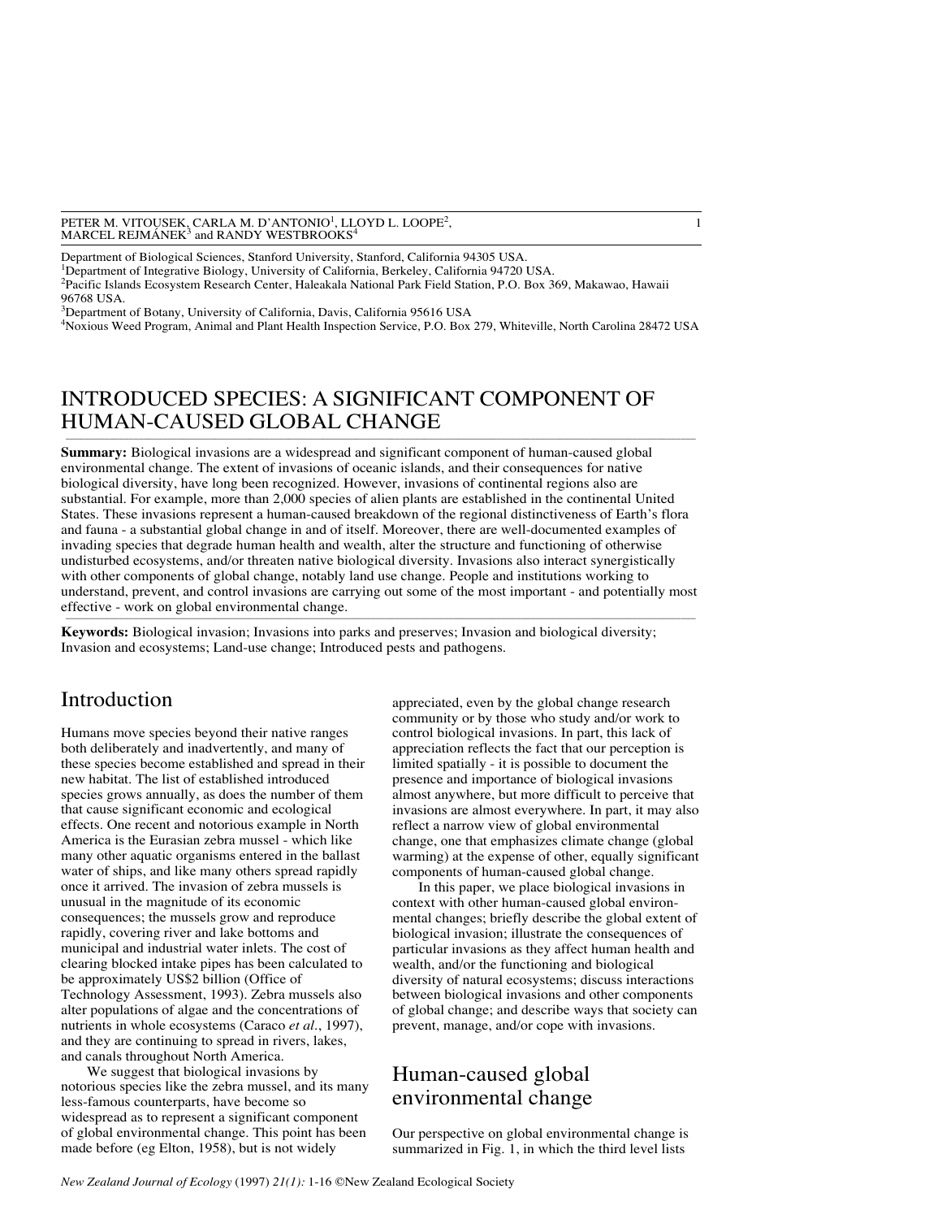PETER M. VITOUSEK, CARLA M. D'ANTONIO[1], LLOYD L. LOOPE[2], MARCEL REJMÁNEK[3] and RANDY WESTBROOKS[4]

Department of Biological Sciences, Stanford University, Stanford, California 94305 USA.
[1]Department of Integrative Biology, University of California, Berkeley, California 94720 USA.
[2]Pacific Islands Ecosystem Research Center, Haleakala National Park Field Station, P.O. Box 369, Makawao, Hawaii 96768 USA.
[3]Department of Botany, University of California, Davis, California 95616 USA
[4]Noxious Weed Program, Animal and Plant Health Inspection Service, P.O. Box 279, Whiteville, North Carolina 28472 USA

# INTRODUCED SPECIES: A SIGNIFICANT COMPONENT OF HUMAN-CAUSED GLOBAL CHANGE

**Summary:** Biological invasions are a widespread and significant component of human-caused global environmental change. The extent of invasions of oceanic islands, and their consequences for native biological diversity, have long been recognized. However, invasions of continental regions also are substantial. For example, more than 2,000 species of alien plants are established in the continental United States. These invasions represent a human-caused breakdown of the regional distinctiveness of Earth's flora and fauna - a substantial global change in and of itself. Moreover, there are well-documented examples of invading species that degrade human health and wealth, alter the structure and functioning of otherwise undisturbed ecosystems, and/or threaten native biological diversity. Invasions also interact synergistically with other components of global change, notably land use change. People and institutions working to understand, prevent, and control invasions are carrying out some of the most important - and potentially most effective - work on global environmental change.

**Keywords:** Biological invasion; Invasions into parks and preserves; Invasion and biological diversity; Invasion and ecosystems; Land-use change; Introduced pests and pathogens.

## Introduction

Humans move species beyond their native ranges both deliberately and inadvertently, and many of these species become established and spread in their new habitat. The list of established introduced species grows annually, as does the number of them that cause significant economic and ecological effects. One recent and notorious example in North America is the Eurasian zebra mussel - which like many other aquatic organisms entered in the ballast water of ships, and like many others spread rapidly once it arrived. The invasion of zebra mussels is unusual in the magnitude of its economic consequences; the mussels grow and reproduce rapidly, covering river and lake bottoms and municipal and industrial water inlets. The cost of clearing blocked intake pipes has been calculated to be approximately US$2 billion (Office of Technology Assessment, 1993). Zebra mussels also alter populations of algae and the concentrations of nutrients in whole ecosystems (Caraco *et al*., 1997), and they are continuing to spread in rivers, lakes, and canals throughout North America.

We suggest that biological invasions by notorious species like the zebra mussel, and its many less-famous counterparts, have become so widespread as to represent a significant component of global environmental change. This point has been made before (eg Elton, 1958), but is not widely appreciated, even by the global change research community or by those who study and/or work to control biological invasions. In part, this lack of appreciation reflects the fact that our perception is limited spatially - it is possible to document the presence and importance of biological invasions almost anywhere, but more difficult to perceive that invasions are almost everywhere. In part, it may also reflect a narrow view of global environmental change, one that emphasizes climate change (global warming) at the expense of other, equally significant components of human-caused global change.

In this paper, we place biological invasions in context with other human-caused global environmental changes; briefly describe the global extent of biological invasion; illustrate the consequences of particular invasions as they affect human health and wealth, and/or the functioning and biological diversity of natural ecosystems; discuss interactions between biological invasions and other components of global change; and describe ways that society can prevent, manage, and/or cope with invasions.

## Human-caused global environmental change

Our perspective on global environmental change is summarized in Fig. 1, in which the third level lists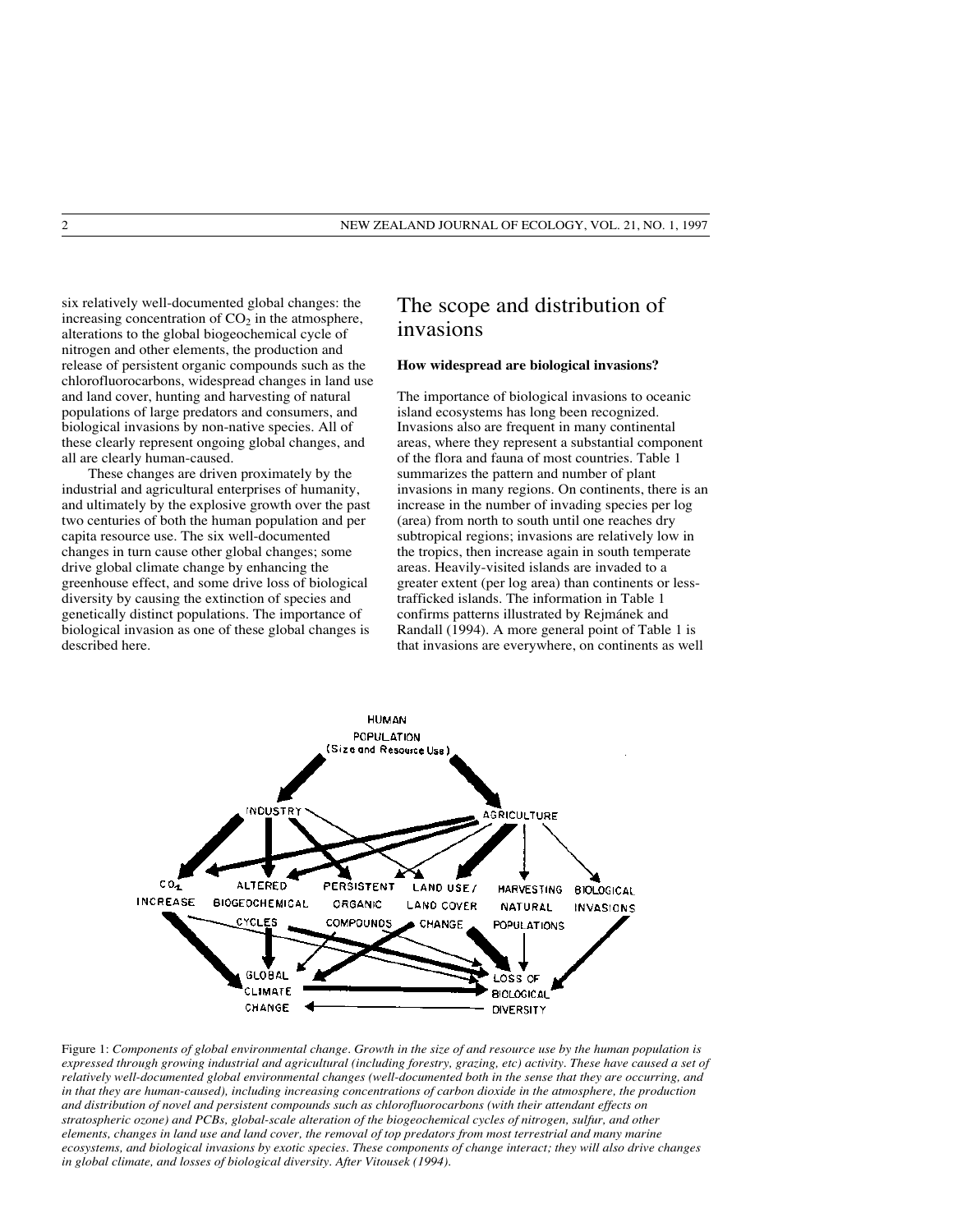six relatively well-documented global changes: the increasing concentration of $CO_2$ in the atmosphere, alterations to the global biogeochemical cycle of nitrogen and other elements, the production and release of persistent organic compounds such as the chlorofluorocarbons, widespread changes in land use and land cover, hunting and harvesting of natural populations of large predators and consumers, and biological invasions by non-native species. All of these clearly represent ongoing global changes, and all are clearly human-caused.

These changes are driven proximately by the industrial and agricultural enterprises of humanity, and ultimately by the explosive growth over the past two centuries of both the human population and per capita resource use. The six well-documented changes in turn cause other global changes; some drive global climate change by enhancing the greenhouse effect, and some drive loss of biological diversity by causing the extinction of species and genetically distinct populations. The importance of biological invasion as one of these global changes is described here.

# The scope and distribution of invasions

### How widespread are biological invasions?

The importance of biological invasions to oceanic island ecosystems has long been recognized. Invasions also are frequent in many continental areas, where they represent a substantial component of the flora and fauna of most countries. Table 1 summarizes the pattern and number of plant invasions in many regions. On continents, there is an increase in the number of invading species per log (area) from north to south until one reaches dry subtropical regions; invasions are relatively low in the tropics, then increase again in south temperate areas. Heavily-visited islands are invaded to a greater extent (per log area) than continents or less-trafficked islands. The information in Table 1 confirms patterns illustrated by Rejmánek and Randall (1994). A more general point of Table 1 is that invasions are everywhere, on continents as well

Figure 1: *Components of global environmental change. Growth in the size of and resource use by the human population is expressed through growing industrial and agricultural (including forestry, grazing, etc) activity. These have caused a set of relatively well-documented global environmental changes (well-documented both in the sense that they are occurring, and in that they are human-caused), including increasing concentrations of carbon dioxide in the atmosphere, the production and distribution of novel and persistent compounds such as chlorofluorocarbons (with their attendant effects on stratospheric ozone) and PCBs, global-scale alteration of the biogeochemical cycles of nitrogen, sulfur, and other elements, changes in land use and land cover, the removal of top predators from most terrestrial and many marine ecosystems, and biological invasions by exotic species. These components of change interact; they will also drive changes in global climate, and losses of biological diversity. After Vitousek (1994).*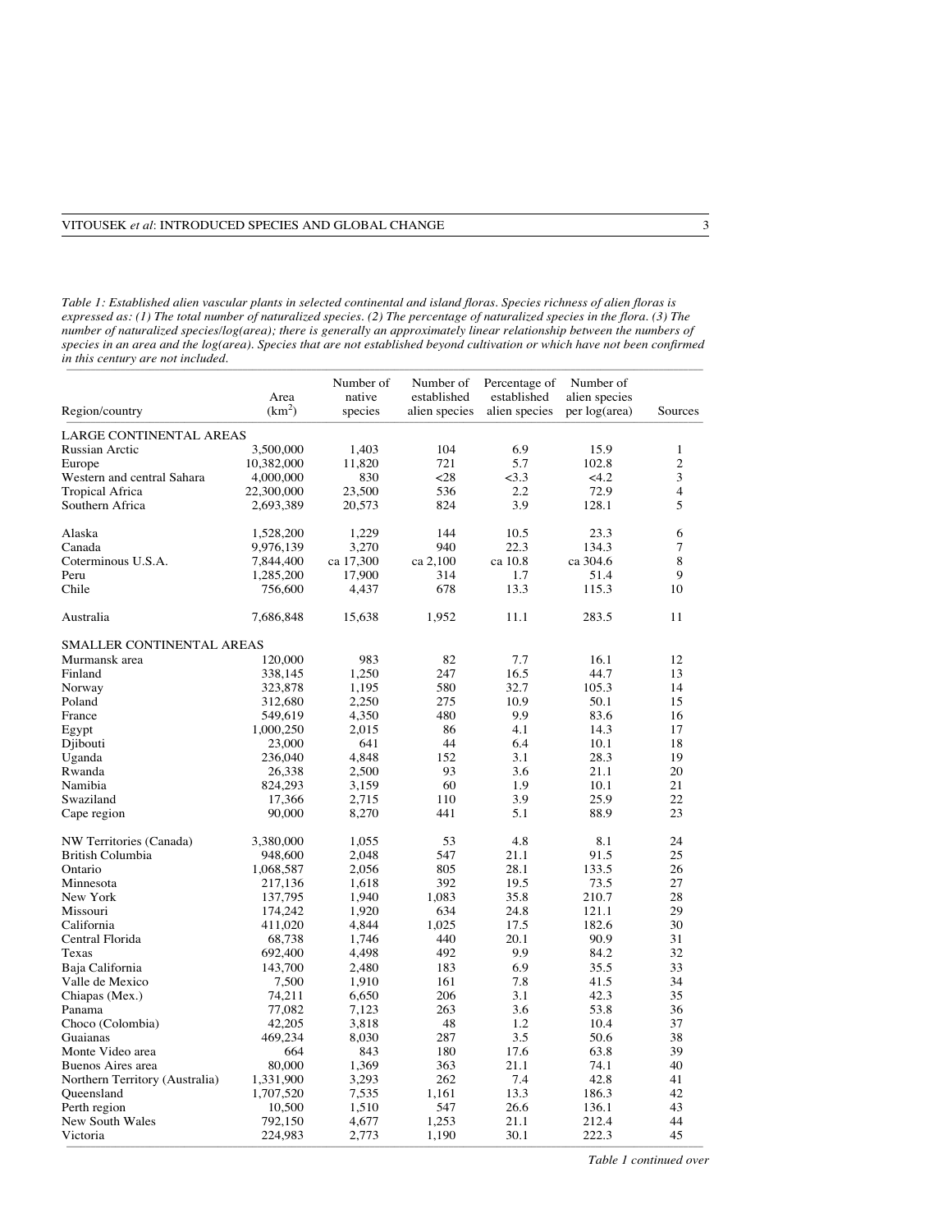*Table 1: Established alien vascular plants in selected continental and island floras. Species richness of alien floras is expressed as: (1) The total number of naturalized species. (2) The percentage of naturalized species in the flora. (3) The number of naturalized species/log(area); there is generally an approximately linear relationship between the numbers of species in an area and the log(area). Species that are not established beyond cultivation or which have not been confirmed in this century are not included.*

| Region/country | Area ($km^2$) | Number of native species | Number of established alien species | Percentage of established alien species | Number of alien species per log(area) | Sources |
|---|---|---|---|---|---|---|
| LARGE CONTINENTAL AREAS | | | | | | |
| Russian Arctic | 3,500,000 | 1,403 | 104 | 6.9 | 15.9 | 1 |
| Europe | 10,382,000 | 11,820 | 721 | 5.7 | 102.8 | 2 |
| Western and central Sahara | 4,000,000 | 830 | <28 | <3.3 | <4.2 | 3 |
| Tropical Africa | 22,300,000 | 23,500 | 536 | 2.2 | 72.9 | 4 |
| Southern Africa | 2,693,389 | 20,573 | 824 | 3.9 | 128.1 | 5 |
| Alaska | 1,528,200 | 1,229 | 144 | 10.5 | 23.3 | 6 |
| Canada | 9,976,139 | 3,270 | 940 | 22.3 | 134.3 | 7 |
| Coterminous U.S.A. | 7,844,400 | ca 17,300 | ca 2,100 | ca 10.8 | ca 304.6 | 8 |
| Peru | 1,285,200 | 17,900 | 314 | 1.7 | 51.4 | 9 |
| Chile | 756,600 | 4,437 | 678 | 13.3 | 115.3 | 10 |
| Australia | 7,686,848 | 15,638 | 1,952 | 11.1 | 283.5 | 11 |
| SMALLER CONTINENTAL AREAS | | | | | | |
| Murmansk area | 120,000 | 983 | 82 | 7.7 | 16.1 | 12 |
| Finland | 338,145 | 1,250 | 247 | 16.5 | 44.7 | 13 |
| Norway | 323,878 | 1,195 | 580 | 32.7 | 105.3 | 14 |
| Poland | 312,680 | 2,250 | 275 | 10.9 | 50.1 | 15 |
| France | 549,619 | 4,350 | 480 | 9.9 | 83.6 | 16 |
| Egypt | 1,000,250 | 2,015 | 86 | 4.1 | 14.3 | 17 |
| Djibouti | 23,000 | 641 | 44 | 6.4 | 10.1 | 18 |
| Uganda | 236,040 | 4,848 | 152 | 3.1 | 28.3 | 19 |
| Rwanda | 26,338 | 2,500 | 93 | 3.6 | 21.1 | 20 |
| Namibia | 824,293 | 3,159 | 60 | 1.9 | 10.1 | 21 |
| Swaziland | 17,366 | 2,715 | 110 | 3.9 | 25.9 | 22 |
| Cape region | 90,000 | 8,270 | 441 | 5.1 | 88.9 | 23 |
| NW Territories (Canada) | 3,380,000 | 1,055 | 53 | 4.8 | 8.1 | 24 |
| British Columbia | 948,600 | 2,048 | 547 | 21.1 | 91.5 | 25 |
| Ontario | 1,068,587 | 2,056 | 805 | 28.1 | 133.5 | 26 |
| Minnesota | 217,136 | 1,618 | 392 | 19.5 | 73.5 | 27 |
| New York | 137,795 | 1,940 | 1,083 | 35.8 | 210.7 | 28 |
| Missouri | 174,242 | 1,920 | 634 | 24.8 | 121.1 | 29 |
| California | 411,020 | 4,844 | 1,025 | 17.5 | 182.6 | 30 |
| Central Florida | 68,738 | 1,746 | 440 | 20.1 | 90.9 | 31 |
| Texas | 692,400 | 4,498 | 492 | 9.9 | 84.2 | 32 |
| Baja California | 143,700 | 2,480 | 183 | 6.9 | 35.5 | 33 |
| Valle de Mexico | 7,500 | 1,910 | 161 | 7.8 | 41.5 | 34 |
| Chiapas (Mex.) | 74,211 | 6,650 | 206 | 3.1 | 42.3 | 35 |
| Panama | 77,082 | 7,123 | 263 | 3.6 | 53.8 | 36 |
| Choco (Colombia) | 42,205 | 3,818 | 48 | 1.2 | 10.4 | 37 |
| Guaianas | 469,234 | 8,030 | 287 | 3.5 | 50.6 | 38 |
| Monte Video area | 664 | 843 | 180 | 17.6 | 63.8 | 39 |
| Buenos Aires area | 80,000 | 1,369 | 363 | 21.1 | 74.1 | 40 |
| Northern Territory (Australia) | 1,331,900 | 3,293 | 262 | 7.4 | 42.8 | 41 |
| Queensland | 1,707,520 | 7,535 | 1,161 | 13.3 | 186.3 | 42 |
| Perth region | 10,500 | 1,510 | 547 | 26.6 | 136.1 | 43 |
| New South Wales | 792,150 | 4,677 | 1,253 | 21.1 | 212.4 | 44 |
| Victoria | 224,983 | 2,773 | 1,190 | 30.1 | 222.3 | 45 |

*Table 1 continued over*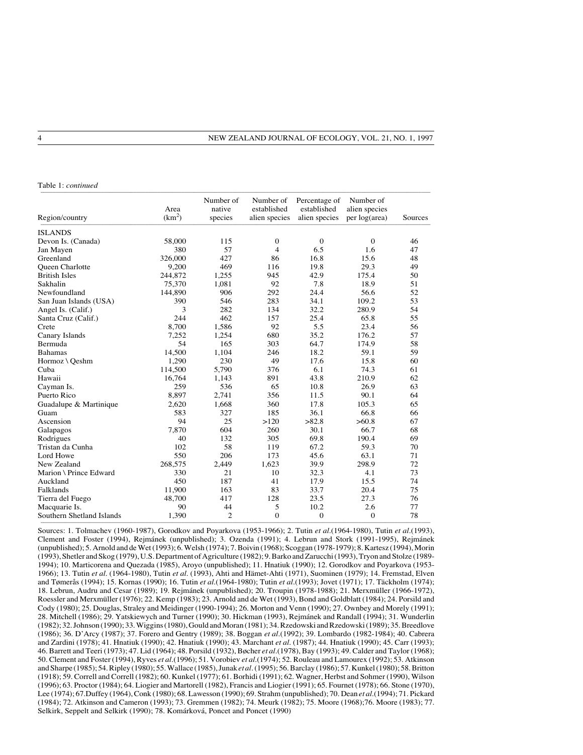Table 1: *continued*

| Region/country | Area (km$^2$) | Number of native species | Number of established alien species | Percentage of established alien species | Number of alien species per log(area) | Sources |
|---|---|---|---|---|---|---|
| ISLANDS | | | | | | |
| Devon Is. (Canada) | 58,000 | 115 | 0 | 0 | 0 | 46 |
| Jan Mayen | 380 | 57 | 4 | 6.5 | 1.6 | 47 |
| Greenland | 326,000 | 427 | 86 | 16.8 | 15.6 | 48 |
| Queen Charlotte | 9,200 | 469 | 116 | 19.8 | 29.3 | 49 |
| British Isles | 244,872 | 1,255 | 945 | 42.9 | 175.4 | 50 |
| Sakhalin | 75,370 | 1,081 | 92 | 7.8 | 18.9 | 51 |
| Newfoundland | 144,890 | 906 | 292 | 24.4 | 56.6 | 52 |
| San Juan Islands (USA) | 390 | 546 | 283 | 34.1 | 109.2 | 53 |
| Angel Is. (Calif.) | 3 | 282 | 134 | 32.2 | 280.9 | 54 |
| Santa Cruz (Calif.) | 244 | 462 | 157 | 25.4 | 65.8 | 55 |
| Crete | 8,700 | 1,586 | 92 | 5.5 | 23.4 | 56 |
| Canary Islands | 7,252 | 1,254 | 680 | 35.2 | 176.2 | 57 |
| Bermuda | 54 | 165 | 303 | 64.7 | 174.9 | 58 |
| Bahamas | 14,500 | 1,104 | 246 | 18.2 | 59.1 | 59 |
| Hormoz \ Qeshm | 1,290 | 230 | 49 | 17.6 | 15.8 | 60 |
| Cuba | 114,500 | 5,790 | 376 | 6.1 | 74.3 | 61 |
| Hawaii | 16,764 | 1,143 | 891 | 43.8 | 210.9 | 62 |
| Cayman Is. | 259 | 536 | 65 | 10.8 | 26.9 | 63 |
| Puerto Rico | 8,897 | 2,741 | 356 | 11.5 | 90.1 | 64 |
| Guadalupe & Martinique | 2,620 | 1,668 | 360 | 17.8 | 105.3 | 65 |
| Guam | 583 | 327 | 185 | 36.1 | 66.8 | 66 |
| Ascension | 94 | 25 | >120 | >82.8 | >60.8 | 67 |
| Galapagos | 7,870 | 604 | 260 | 30.1 | 66.7 | 68 |
| Rodrigues | 40 | 132 | 305 | 69.8 | 190.4 | 69 |
| Tristan da Cunha | 102 | 58 | 119 | 67.2 | 59.3 | 70 |
| Lord Howe | 550 | 206 | 173 | 45.6 | 63.1 | 71 |
| New Zealand | 268,575 | 2,449 | 1,623 | 39.9 | 298.9 | 72 |
| Marion \ Prince Edward | 330 | 21 | 10 | 32.3 | 4.1 | 73 |
| Auckland | 450 | 187 | 41 | 17.9 | 15.5 | 74 |
| Falklands | 11,900 | 163 | 83 | 33.7 | 20.4 | 75 |
| Tierra del Fuego | 48,700 | 417 | 128 | 23.5 | 27.3 | 76 |
| Macquarie Is. | 90 | 44 | 5 | 10.2 | 2.6 | 77 |
| Southern Shetland Islands | 1,390 | 2 | 0 | 0 | 0 | 78 |

Sources: 1. Tolmachev (1960-1987), Gorodkov and Poyarkova (1953-1966); 2. Tutin *et al*.(1964-1980), Tutin *et al*.(1993), Clement and Foster (1994), Rejmánek (unpublished); 3. Ozenda (1991); 4. Lebrun and Stork (1991-1995), Rejmánek (unpublished); 5. Arnold and de Wet (1993); 6. Welsh (1974); 7. Boivin (1968); Scoggan (1978-1979); 8. Kartesz (1994), Morin (1993), Shetler and Skog (1979), U.S. Department of Agriculture (1982); 9. Barko and Zarucchi (1993), Tryon and Stolze (1989-1994); 10. Marticorena and Quezada (1985), Aroyo (unpublished); 11. Hnatiuk (1990); 12. Gorodkov and Poyarkova (1953-1966); 13. Tutin *et al*. (1964-1980), Tutin *et al*. (1993), Ahti and Hämet-Ahti (1971), Suominen (1979); 14. Fremstad, Elven and Tømerås (1994); 15. Kornas (1990); 16. Tutin *et al*.(1964-1980); Tutin *et al*.(1993); Jovet (1971); 17. Täckholm (1974); 18. Lebrun, Audru and Cesar (1989); 19. Rejmánek (unpublished); 20. Troupin (1978-1988); 21. Merxmüller (1966-1972), Roessler and Merxmüller (1976); 22. Kemp (1983); 23. Arnold and de Wet (1993), Bond and Goldblatt (1984); 24. Porsild and Cody (1980); 25. Douglas, Straley and Meidinger (1990-1994); 26. Morton and Venn (1990); 27. Ownbey and Morely (1991); 28. Mitchell (1986); 29. Yatskiewych and Turner (1990); 30. Hickman (1993), Rejmánek and Randall (1994); 31. Wunderlin (1982); 32. Johnson (1990); 33. Wiggins (1980), Gould and Moran (1981); 34. Rzedowski and Rzedowski (1989); 35. Breedlove (1986); 36. D'Arcy (1987); 37. Forero and Gentry (1989); 38. Boggan *et al*.(1992); 39. Lombardo (1982-1984); 40. Cabrera and Zardini (1978); 41. Hnatiuk (1990); 42. Hnatiuk (1990); 43. Marchant *et al*. (1987); 44. Hnatiuk (1990); 45. Carr (1993); 46. Barrett and Teeri (1973); 47. Lid (1964); 48. Porsild (1932), Bøcher *et al*.(1978), Bay (1993); 49. Calder and Taylor (1968); 50. Clement and Foster (1994), Ryves *et al*.(1996); 51. Vorobiev *et al*.(1974); 52. Rouleau and Lamourex (1992); 53. Atkinson and Sharpe (1985); 54. Ripley (1980); 55. Wallace (1985), Junak *et al*. (1995); 56. Barclay (1986); 57. Kunkel (1980); 58. Britton (1918); 59. Correll and Correll (1982); 60. Kunkel (1977); 61. Borhidi (1991); 62. Wagner, Herbst and Sohmer (1990), Wilson (1996); 63. Proctor (1984); 64. Liogier and Martorell (1982), Francis and Liogier (1991); 65. Fournet (1978); 66. Stone (1970), Lee (1974); 67. Duffey (1964), Conk (1980); 68. Lawesson (1990); 69. Strahm (unpublished); 70. Dean *et al*.(1994); 71. Pickard (1984); 72. Atkinson and Cameron (1993); 73. Gremmen (1982); 74. Meurk (1982); 75. Moore (1968); 76. Moore (1983); 77. Selkirk, Seppelt and Selkirk (1990); 78. Komárková, Poncet and Poncet (1990)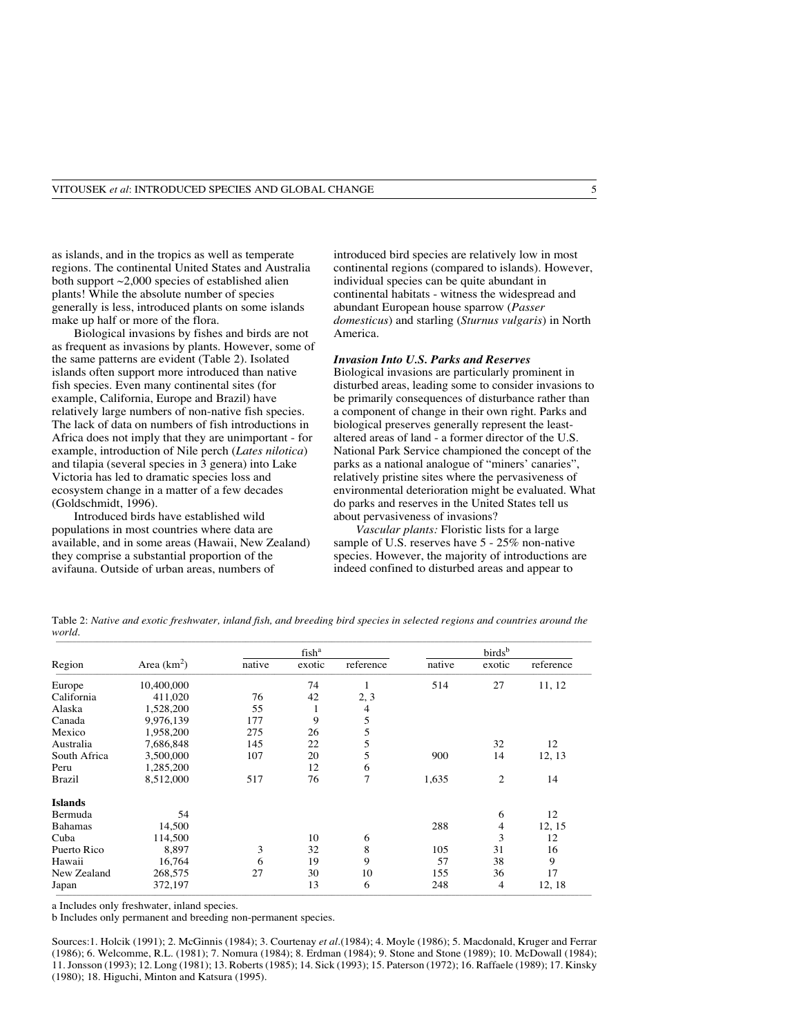as islands, and in the tropics as well as temperate regions. The continental United States and Australia both support ~2,000 species of established alien plants! While the absolute number of species generally is less, introduced plants on some islands make up half or more of the flora.

Biological invasions by fishes and birds are not as frequent as invasions by plants. However, some of the same patterns are evident (Table 2). Isolated islands often support more introduced than native fish species. Even many continental sites (for example, California, Europe and Brazil) have relatively large numbers of non-native fish species. The lack of data on numbers of fish introductions in Africa does not imply that they are unimportant - for example, introduction of Nile perch (*Lates nilotica*) and tilapia (several species in 3 genera) into Lake Victoria has led to dramatic species loss and ecosystem change in a matter of a few decades (Goldschmidt, 1996).

Introduced birds have established wild populations in most countries where data are available, and in some areas (Hawaii, New Zealand) they comprise a substantial proportion of the avifauna. Outside of urban areas, numbers of introduced bird species are relatively low in most continental regions (compared to islands). However, individual species can be quite abundant in continental habitats - witness the widespread and abundant European house sparrow (*Passer domesticus*) and starling (*Sturnus vulgaris*) in North America.

### *Invasion Into U.S. Parks and Reserves*

Biological invasions are particularly prominent in disturbed areas, leading some to consider invasions to be primarily consequences of disturbance rather than a component of change in their own right. Parks and biological preserves generally represent the least-altered areas of land - a former director of the U.S. National Park Service championed the concept of the parks as a national analogue of "miners' canaries", relatively pristine sites where the pervasiveness of environmental deterioration might be evaluated. What do parks and reserves in the United States tell us about pervasiveness of invasions?

*Vascular plants:* Floristic lists for a large sample of U.S. reserves have 5 - 25% non-native species. However, the majority of introductions are indeed confined to disturbed areas and appear to

Table 2: *Native and exotic freshwater, inland fish, and breeding bird species in selected regions and countries around the world.*

| | | fish[a] | | | birds[b] | | |
|---|---|---|---|---|---|---|---|
| Region | Area (km$^2$) | native | exotic | reference | native | exotic | reference |
| Europe | 10,400,000 | | 74 | 1 | 514 | 27 | 11, 12 |
| California | 411,020 | 76 | 42 | 2, 3 | | | |
| Alaska | 1,528,200 | 55 | 1 | 4 | | | |
| Canada | 9,976,139 | 177 | 9 | 5 | | | |
| Mexico | 1,958,200 | 275 | 26 | 5 | | | |
| Australia | 7,686,848 | 145 | 22 | 5 | | 32 | 12 |
| South Africa | 3,500,000 | 107 | 20 | 5 | 900 | 14 | 12, 13 |
| Peru | 1,285,200 | | 12 | 6 | | | |
| Brazil | 8,512,000 | 517 | 76 | 7 | 1,635 | 2 | 14 |
| **Islands** | | | | | | | |
| Bermuda | 54 | | | | | 6 | 12 |
| Bahamas | 14,500 | | | | 288 | 4 | 12, 15 |
| Cuba | 114,500 | | 10 | 6 | | 3 | 12 |
| Puerto Rico | 8,897 | 3 | 32 | 8 | 105 | 31 | 16 |
| Hawaii | 16,764 | 6 | 19 | 9 | 57 | 38 | 9 |
| New Zealand | 268,575 | 27 | 30 | 10 | 155 | 36 | 17 |
| Japan | 372,197 | | 13 | 6 | 248 | 4 | 12, 18 |

a Includes only freshwater, inland species.

b Includes only permanent and breeding non-permanent species.

Sources: 1. Holcik (1991); 2. McGinnis (1984); 3. Courtenay *et al*.(1984); 4. Moyle (1986); 5. Macdonald, Kruger and Ferrar (1986); 6. Welcomme, R.L. (1981); 7. Nomura (1984); 8. Erdman (1984); 9. Stone and Stone (1989); 10. McDowall (1984); 11. Jonsson (1993); 12. Long (1981); 13. Roberts (1985); 14. Sick (1993); 15. Paterson (1972); 16. Raffaele (1989); 17. Kinsky (1980); 18. Higuchi, Minton and Katsura (1995).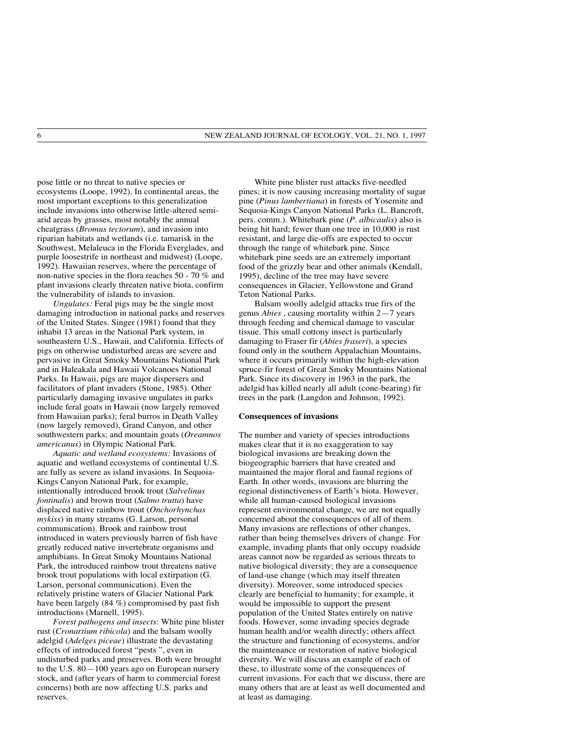pose little or no threat to native species or ecosystems (Loope, 1992). In continental areas, the most important exceptions to this generalization include invasions into otherwise little-altered semi-arid areas by grasses, most notably the annual cheatgrass (*Bromus tectorum*), and invasion into riparian habitats and wetlands (i.e. tamarisk in the Southwest, Melaleuca in the Florida Everglades, and purple loosestrife in northeast and midwest) (Loope, 1992). Hawaiian reserves, where the percentage of non-native species in the flora reaches 50 - 70 % and plant invasions clearly threaten native biota, confirm the vulnerability of islands to invasion.

*Ungulates:* Feral pigs may be the single most damaging introduction in national parks and reserves of the United States. Singer (1981) found that they inhabit 13 areas in the National Park system, in southeastern U.S., Hawaii, and California. Effects of pigs on otherwise undisturbed areas are severe and pervasive in Great Smoky Mountains National Park and in Haleakala and Hawaii Volcanoes National Parks. In Hawaii, pigs are major dispersers and facilitators of plant invaders (Stone, 1985). Other particularly damaging invasive ungulates in parks include feral goats in Hawaii (now largely removed from Hawaiian parks); feral burros in Death Valley (now largely removed), Grand Canyon, and other southwestern parks; and mountain goats (*Oreamnos americanus*) in Olympic National Park.

*Aquatic and wetland ecosystems:* Invasions of aquatic and wetland ecosystems of continental U.S. are fully as severe as island invasions. In Sequoia-Kings Canyon National Park, for example, intentionally introduced brook trout (*Salvelinus fontinalis*) and brown trout (*Salmo trutta*) have displaced native rainbow trout (*Onchorhynchas mykiss*) in many streams (G. Larson, personal communication). Brook and rainbow trout introduced in waters previously barren of fish have greatly reduced native invertebrate organisms and amphibians. In Great Smoky Mountains National Park, the introduced rainbow trout threatens native brook trout populations with local extirpation (G. Larson, personal communication). Even the relatively pristine waters of Glacier National Park have been largely (84 %) compromised by past fish introductions (Marnell, 1995).

*Forest pathogens and insects*: White pine blister rust (*Cronartium ribicola*) and the balsam woolly adelgid (*Adelges piceae*) illustrate the devastating effects of introduced forest "pests ", even in undisturbed parks and preserves. Both were brought to the U.S. 80—100 years ago on European nursery stock, and (after years of harm to commercial forest concerns) both are now affecting U.S. parks and reserves.

White pine blister rust attacks five-needled pines; it is now causing increasing mortality of sugar pine (*Pinus lambertiana*) in forests of Yosemite and Sequoia-Kings Canyon National Parks (L. Bancroft, pers. comm.). Whitebark pine (*P. albicaulis*) also is being hit hard; fewer than one tree in 10,000 is rust resistant, and large die-offs are expected to occur through the range of whitebark pine. Since whitebark pine seeds are an extremely important food of the grizzly bear and other animals (Kendall, 1995), decline of the tree may have severe consequences in Glacier, Yellowstone and Grand Teton National Parks.

Balsam woolly adelgid attacks true firs of the genus *Abies* , causing mortality within 2—7 years through feeding and chemical damage to vascular tissue. This small cottony insect is particularly damaging to Fraser fir (*Abies fraseri*), a species found only in the southern Appalachian Mountains, where it occurs primarily within the high-elevation spruce-fir forest of Great Smoky Mountains National Park. Since its discovery in 1963 in the park, the adelgid has killed nearly all adult (cone-bearing) fir trees in the park (Langdon and Johnson, 1992).

**Consequences of invasions**

The number and variety of species introductions makes clear that it is no exaggeration to say biological invasions are breaking down the biogeographic barriers that have created and maintained the major floral and faunal regions of Earth. In other words, invasions are blurring the regional distinctiveness of Earth's biota. However, while all human-caused biological invasions represent environmental change, we are not equally concerned about the consequences of all of them. Many invasions are reflections of other changes, rather than being themselves drivers of change. For example, invading plants that only occupy roadside areas cannot now be regarded as serious threats to native biological diversity; they are a consequence of land-use change (which may itself threaten diversity). Moreover, some introduced species clearly are beneficial to humanity; for example, it would be impossible to support the present population of the United States entirely on native foods. However, some invading species degrade human health and/or wealth directly; others affect the structure and functioning of ecosystems, and/or the maintenance or restoration of native biological diversity. We will discuss an example of each of these, to illustrate some of the consequences of current invasions. For each that we discuss, there are many others that are at least as well documented and at least as damaging.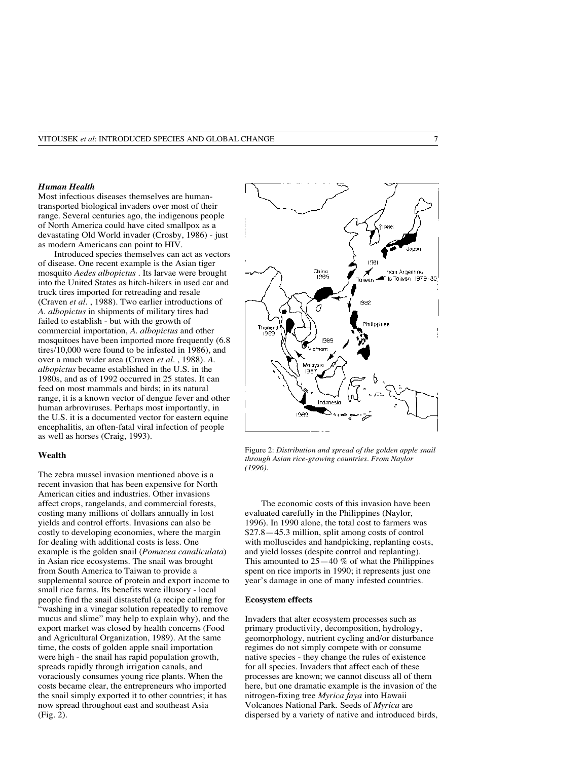### *Human Health*

Most infectious diseases themselves are human-transported biological invaders over most of their range. Several centuries ago, the indigenous people of North America could have cited smallpox as a devastating Old World invader (Crosby, 1986) - just as modern Americans can point to HIV.

Introduced species themselves can act as vectors of disease. One recent example is the Asian tiger mosquito *Aedes albopictus* . Its larvae were brought into the United States as hitch-hikers in used car and truck tires imported for retreading and resale (Craven *et al*. , 1988). Two earlier introductions of *A. albopictus* in shipments of military tires had failed to establish - but with the growth of commercial importation, *A. albopictus* and other mosquitoes have been imported more frequently (6.8 tires/10,000 were found to be infested in 1986), and over a much wider area (Craven *et al*. , 1988). *A. albopictus* became established in the U.S. in the 1980s, and as of 1992 occurred in 25 states. It can feed on most mammals and birds; in its natural range, it is a known vector of dengue fever and other human arbroviruses. Perhaps most importantly, in the U.S. it is a documented vector for eastern equine encephalitis, an often-fatal viral infection of people as well as horses (Craig, 1993).

### **Wealth**

The zebra mussel invasion mentioned above is a recent invasion that has been expensive for North American cities and industries. Other invasions affect crops, rangelands, and commercial forests, costing many millions of dollars annually in lost yields and control efforts. Invasions can also be costly to developing economies, where the margin for dealing with additional costs is less. One example is the golden snail (*Pomacea canaliculata*) in Asian rice ecosystems. The snail was brought from South America to Taiwan to provide a supplemental source of protein and export income to small rice farms. Its benefits were illusory - local people find the snail distasteful (a recipe calling for "washing in a vinegar solution repeatedly to remove mucus and slime" may help to explain why), and the export market was closed by health concerns (Food and Agricultural Organization, 1989). At the same time, the costs of golden apple snail importation were high - the snail has rapid population growth, spreads rapidly through irrigation canals, and voraciously consumes young rice plants. When the costs became clear, the entrepreneurs who imported the snail simply exported it to other countries; it has now spread throughout east and southeast Asia (Fig. 2).

Figure 2: *Distribution and spread of the golden apple snail through Asian rice-growing countries. From Naylor (1996).*

The economic costs of this invasion have been evaluated carefully in the Philippines (Naylor, 1996). In 1990 alone, the total cost to farmers was \$27.8—45.3 million, split among costs of control with molluscides and handpicking, replanting costs, and yield losses (despite control and replanting). This amounted to 25—40 % of what the Philippines spent on rice imports in 1990; it represents just one year's damage in one of many infested countries.

### **Ecosystem effects**

Invaders that alter ecosystem processes such as primary productivity, decomposition, hydrology, geomorphology, nutrient cycling and/or disturbance regimes do not simply compete with or consume native species - they change the rules of existence for all species. Invaders that affect each of these processes are known; we cannot discuss all of them here, but one dramatic example is the invasion of the nitrogen-fixing tree *Myrica faya* into Hawaii Volcanoes National Park. Seeds of *Myrica* are dispersed by a variety of native and introduced birds,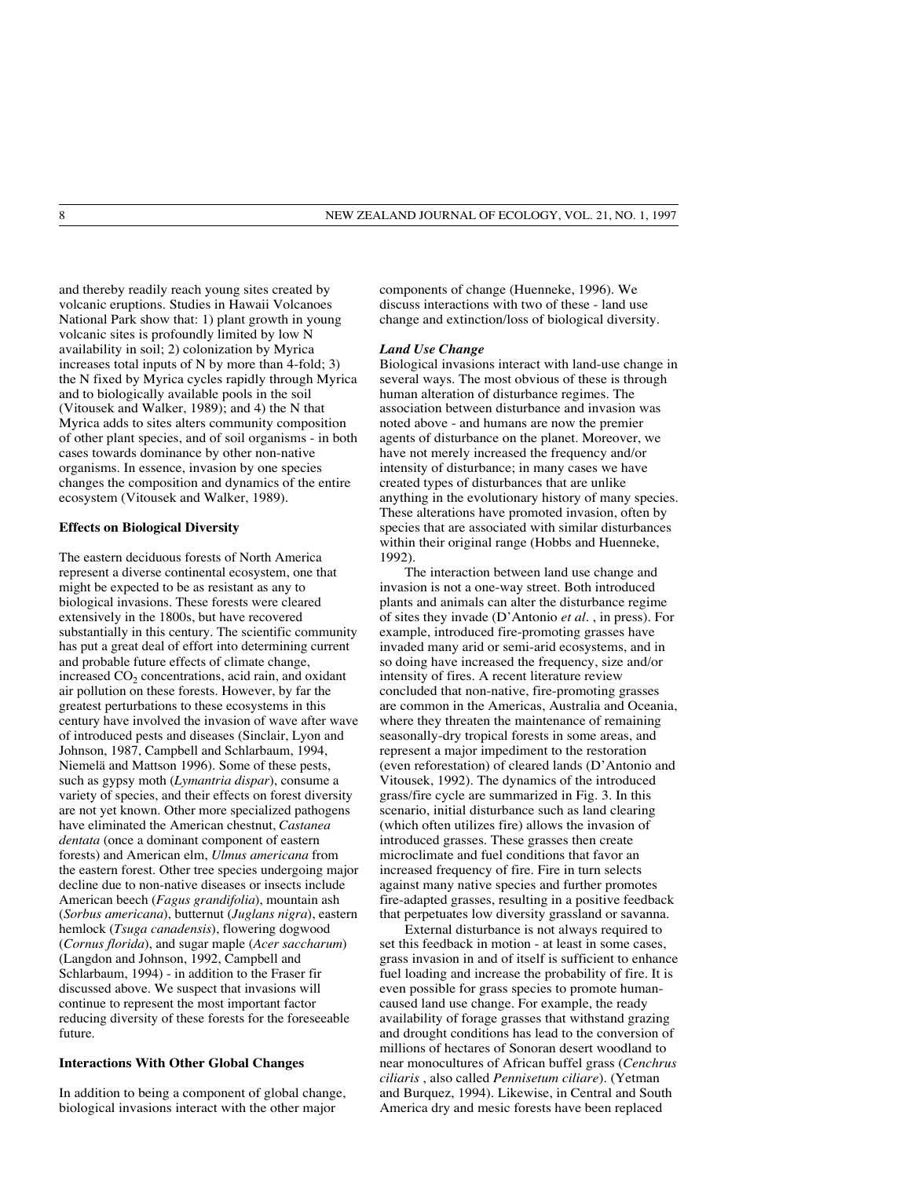and thereby readily reach young sites created by volcanic eruptions. Studies in Hawaii Volcanoes National Park show that: 1) plant growth in young volcanic sites is profoundly limited by low N availability in soil; 2) colonization by Myrica increases total inputs of N by more than 4-fold; 3) the N fixed by Myrica cycles rapidly through Myrica and to biologically available pools in the soil (Vitousek and Walker, 1989); and 4) the N that Myrica adds to sites alters community composition of other plant species, and of soil organisms - in both cases towards dominance by other non-native organisms. In essence, invasion by one species changes the composition and dynamics of the entire ecosystem (Vitousek and Walker, 1989).

## Effects on Biological Diversity

The eastern deciduous forests of North America represent a diverse continental ecosystem, one that might be expected to be as resistant as any to biological invasions. These forests were cleared extensively in the 1800s, but have recovered substantially in this century. The scientific community has put a great deal of effort into determining current and probable future effects of climate change, increased $CO_2$ concentrations, acid rain, and oxidant air pollution on these forests. However, by far the greatest perturbations to these ecosystems in this century have involved the invasion of wave after wave of introduced pests and diseases (Sinclair, Lyon and Johnson, 1987, Campbell and Schlarbaum, 1994, Niemelä and Mattson 1996). Some of these pests, such as gypsy moth (*Lymantria dispar*), consume a variety of species, and their effects on forest diversity are not yet known. Other more specialized pathogens have eliminated the American chestnut, *Castanea dentata* (once a dominant component of eastern forests) and American elm, *Ulmus americana* from the eastern forest. Other tree species undergoing major decline due to non-native diseases or insects include American beech (*Fagus grandifolia*), mountain ash (*Sorbus americana*), butternut (*Juglans nigra*), eastern hemlock (*Tsuga canadensis*), flowering dogwood (*Cornus florida*), and sugar maple (*Acer saccharum*) (Langdon and Johnson, 1992, Campbell and Schlarbaum, 1994) - in addition to the Fraser fir discussed above. We suspect that invasions will continue to represent the most important factor reducing diversity of these forests for the foreseeable future.

## Interactions With Other Global Changes

In addition to being a component of global change, biological invasions interact with the other major components of change (Huenneke, 1996). We discuss interactions with two of these - land use change and extinction/loss of biological diversity.

### *Land Use Change*

Biological invasions interact with land-use change in several ways. The most obvious of these is through human alteration of disturbance regimes. The association between disturbance and invasion was noted above - and humans are now the premier agents of disturbance on the planet. Moreover, we have not merely increased the frequency and/or intensity of disturbance; in many cases we have created types of disturbances that are unlike anything in the evolutionary history of many species. These alterations have promoted invasion, often by species that are associated with similar disturbances within their original range (Hobbs and Huenneke, 1992).

The interaction between land use change and invasion is not a one-way street. Both introduced plants and animals can alter the disturbance regime of sites they invade (D'Antonio *et al.* , in press). For example, introduced fire-promoting grasses have invaded many arid or semi-arid ecosystems, and in so doing have increased the frequency, size and/or intensity of fires. A recent literature review concluded that non-native, fire-promoting grasses are common in the Americas, Australia and Oceania, where they threaten the maintenance of remaining seasonally-dry tropical forests in some areas, and represent a major impediment to the restoration (even reforestation) of cleared lands (D'Antonio and Vitousek, 1992). The dynamics of the introduced grass/fire cycle are summarized in Fig. 3. In this scenario, initial disturbance such as land clearing (which often utilizes fire) allows the invasion of introduced grasses. These grasses then create microclimate and fuel conditions that favor an increased frequency of fire. Fire in turn selects against many native species and further promotes fire-adapted grasses, resulting in a positive feedback that perpetuates low diversity grassland or savanna.

External disturbance is not always required to set this feedback in motion - at least in some cases, grass invasion in and of itself is sufficient to enhance fuel loading and increase the probability of fire. It is even possible for grass species to promote human-caused land use change. For example, the ready availability of forage grasses that withstand grazing and drought conditions has lead to the conversion of millions of hectares of Sonoran desert woodland to near monocultures of African buffel grass (*Cenchrus ciliaris* , also called *Pennisetum ciliare*). (Yetman and Burquez, 1994). Likewise, in Central and South America dry and mesic forests have been replaced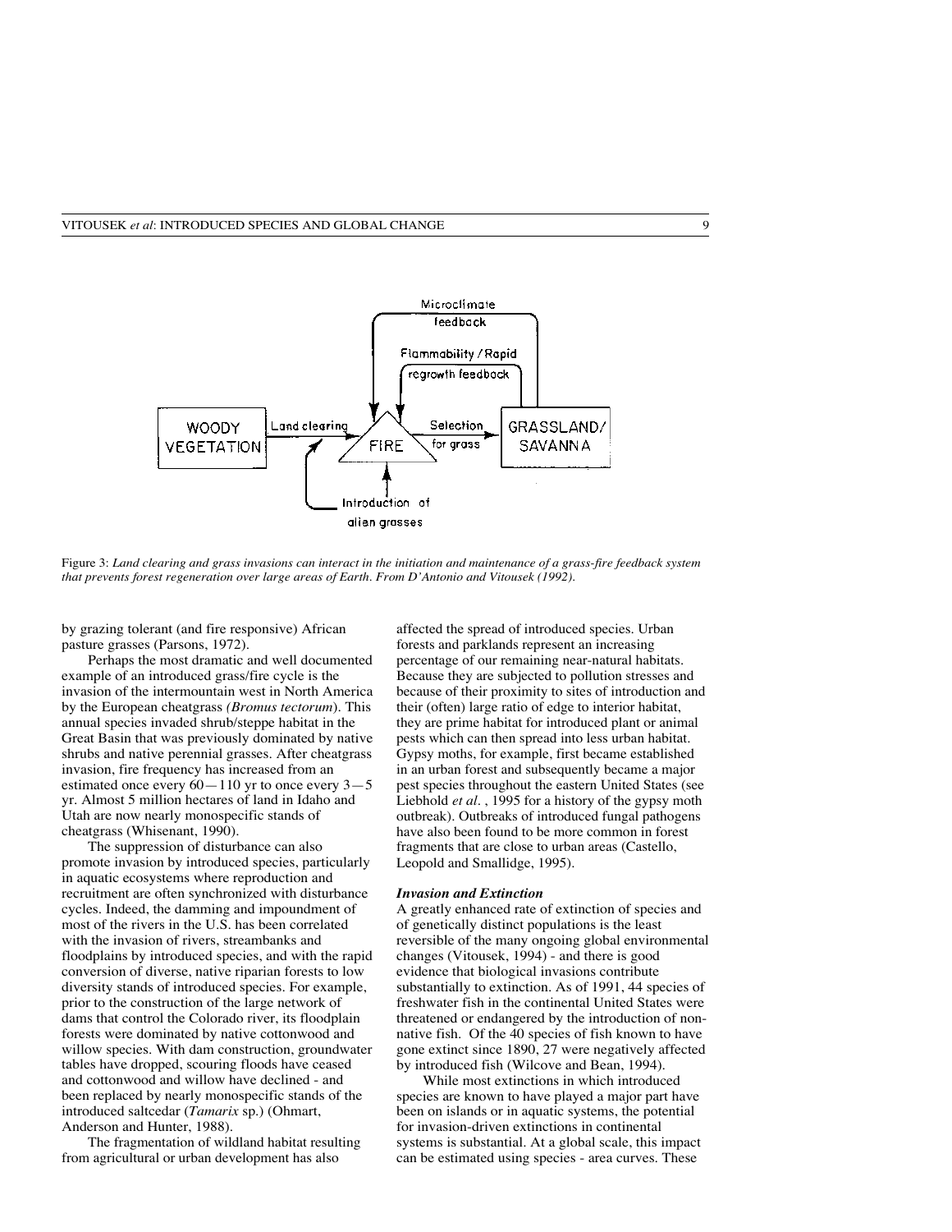Figure 3: *Land clearing and grass invasions can interact in the initiation and maintenance of a grass-fire feedback system that prevents forest regeneration over large areas of Earth. From D'Antonio and Vitousek (1992).*

by grazing tolerant (and fire responsive) African pasture grasses (Parsons, 1972).

Perhaps the most dramatic and well documented example of an introduced grass/fire cycle is the invasion of the intermountain west in North America by the European cheatgrass *(Bromus tectorum*). This annual species invaded shrub/steppe habitat in the Great Basin that was previously dominated by native shrubs and native perennial grasses. After cheatgrass invasion, fire frequency has increased from an estimated once every 60—110 yr to once every 3—5 yr. Almost 5 million hectares of land in Idaho and Utah are now nearly monospecific stands of cheatgrass (Whisenant, 1990).

The suppression of disturbance can also promote invasion by introduced species, particularly in aquatic ecosystems where reproduction and recruitment are often synchronized with disturbance cycles. Indeed, the damming and impoundment of most of the rivers in the U.S. has been correlated with the invasion of rivers, streambanks and floodplains by introduced species, and with the rapid conversion of diverse, native riparian forests to low diversity stands of introduced species. For example, prior to the construction of the large network of dams that control the Colorado river, its floodplain forests were dominated by native cottonwood and willow species. With dam construction, groundwater tables have dropped, scouring floods have ceased and cottonwood and willow have declined - and been replaced by nearly monospecific stands of the introduced saltcedar (*Tamarix* sp.) (Ohmart, Anderson and Hunter, 1988).

The fragmentation of wildland habitat resulting from agricultural or urban development has also affected the spread of introduced species. Urban forests and parklands represent an increasing percentage of our remaining near-natural habitats. Because they are subjected to pollution stresses and because of their proximity to sites of introduction and their (often) large ratio of edge to interior habitat, they are prime habitat for introduced plant or animal pests which can then spread into less urban habitat. Gypsy moths, for example, first became established in an urban forest and subsequently became a major pest species throughout the eastern United States (see Liebhold *et al*. , 1995 for a history of the gypsy moth outbreak). Outbreaks of introduced fungal pathogens have also been found to be more common in forest fragments that are close to urban areas (Castello, Leopold and Smallidge, 1995).

### *Invasion and Extinction*

A greatly enhanced rate of extinction of species and of genetically distinct populations is the least reversible of the many ongoing global environmental changes (Vitousek, 1994) - and there is good evidence that biological invasions contribute substantially to extinction. As of 1991, 44 species of freshwater fish in the continental United States were threatened or endangered by the introduction of non-native fish. Of the 40 species of fish known to have gone extinct since 1890, 27 were negatively affected by introduced fish (Wilcove and Bean, 1994).

While most extinctions in which introduced species are known to have played a major part have been on islands or in aquatic systems, the potential for invasion-driven extinctions in continental systems is substantial. At a global scale, this impact can be estimated using species - area curves. These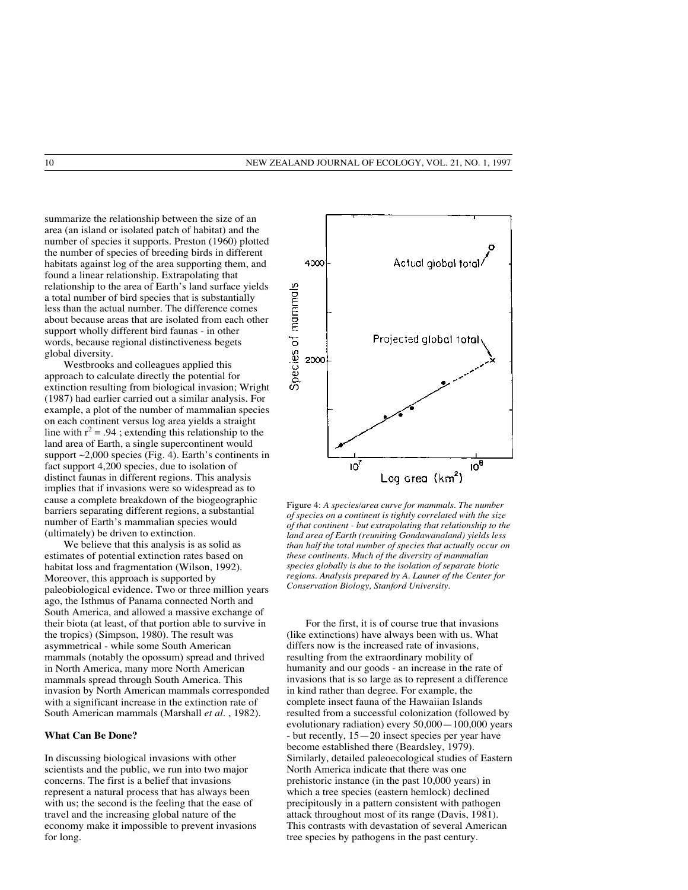summarize the relationship between the size of an area (an island or isolated patch of habitat) and the number of species it supports. Preston (1960) plotted the number of species of breeding birds in different habitats against log of the area supporting them, and found a linear relationship. Extrapolating that relationship to the area of Earth's land surface yields a total number of bird species that is substantially less than the actual number. The difference comes about because areas that are isolated from each other support wholly different bird faunas - in other words, because regional distinctiveness begets global diversity.

Westbrooks and colleagues applied this approach to calculate directly the potential for extinction resulting from biological invasion; Wright (1987) had earlier carried out a similar analysis. For example, a plot of the number of mammalian species on each continent versus log area yields a straight line with $r^2 = .94$ ; extending this relationship to the land area of Earth, a single supercontinent would support ~2,000 species (Fig. 4). Earth's continents in fact support 4,200 species, due to isolation of distinct faunas in different regions. This analysis implies that if invasions were so widespread as to cause a complete breakdown of the biogeographic barriers separating different regions, a substantial number of Earth's mammalian species would (ultimately) be driven to extinction.

We believe that this analysis is as solid as estimates of potential extinction rates based on habitat loss and fragmentation (Wilson, 1992). Moreover, this approach is supported by paleobiological evidence. Two or three million years ago, the Isthmus of Panama connected North and South America, and allowed a massive exchange of their biota (at least, of that portion able to survive in the tropics) (Simpson, 1980). The result was asymmetrical - while some South American mammals (notably the opossum) spread and thrived in North America, many more North American mammals spread through South America. This invasion by North American mammals corresponded with a significant increase in the extinction rate of South American mammals (Marshall *et al.* , 1982).

Figure 4: *A species/area curve for mammals. The number of species on a continent is tightly correlated with the size of that continent - but extrapolating that relationship to the land area of Earth (reuniting Gondawanaland) yields less than half the total number of species that actually occur on these continents. Much of the diversity of mammalian species globally is due to the isolation of separate biotic regions. Analysis prepared by A. Launer of the Center for Conservation Biology, Stanford University.*

### What Can Be Done?

In discussing biological invasions with other scientists and the public, we run into two major concerns. The first is a belief that invasions represent a natural process that has always been with us; the second is the feeling that the ease of travel and the increasing global nature of the economy make it impossible to prevent invasions for long.

For the first, it is of course true that invasions (like extinctions) have always been with us. What differs now is the increased rate of invasions, resulting from the extraordinary mobility of humanity and our goods - an increase in the rate of invasions that is so large as to represent a difference in kind rather than degree. For example, the complete insect fauna of the Hawaiian Islands resulted from a successful colonization (followed by evolutionary radiation) every 50,000—100,000 years - but recently, 15—20 insect species per year have become established there (Beardsley, 1979). Similarly, detailed paleoecological studies of Eastern North America indicate that there was one prehistoric instance (in the past 10,000 years) in which a tree species (eastern hemlock) declined precipitously in a pattern consistent with pathogen attack throughout most of its range (Davis, 1981). This contrasts with devastation of several American tree species by pathogens in the past century.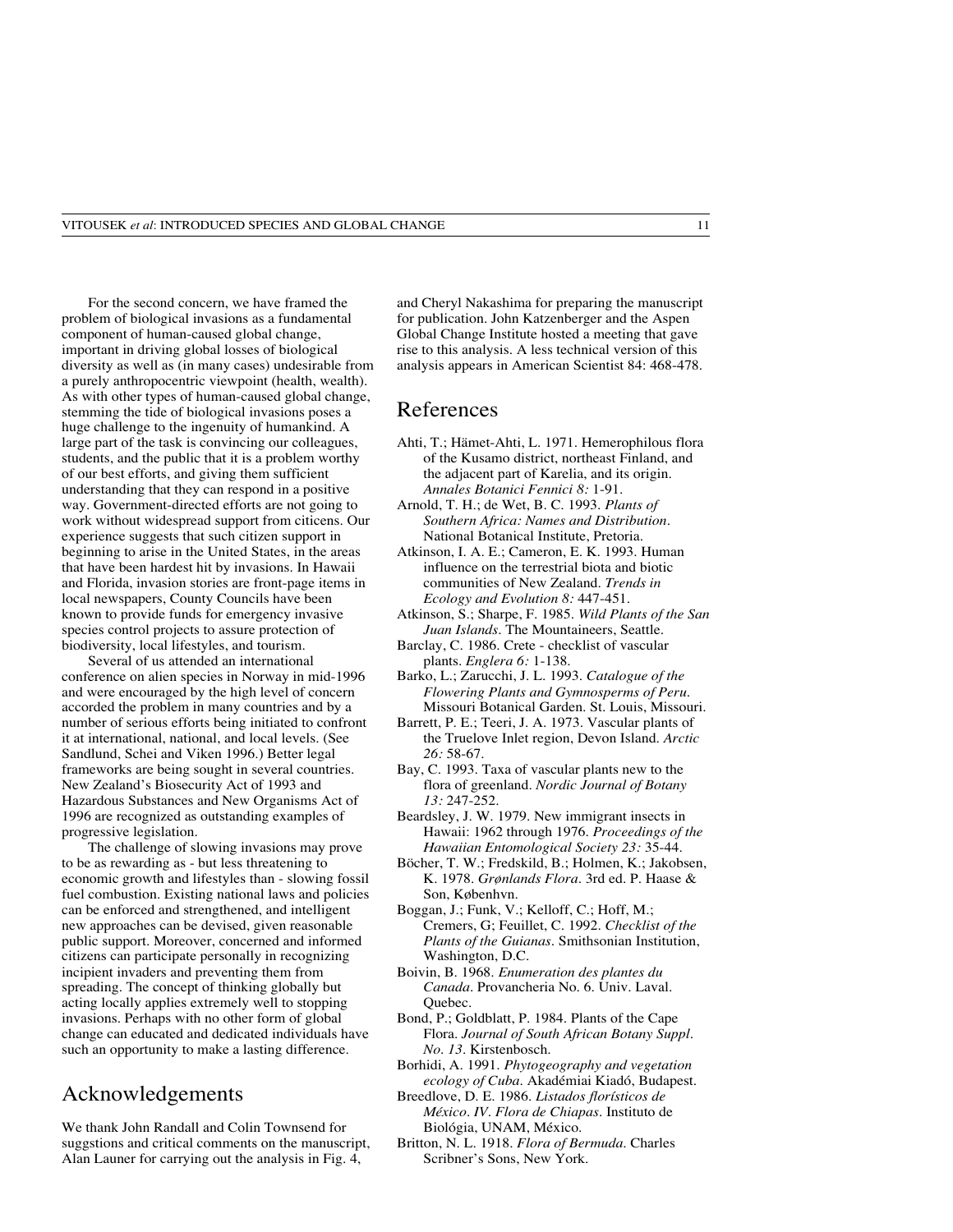For the second concern, we have framed the problem of biological invasions as a fundamental component of human-caused global change, important in driving global losses of biological diversity as well as (in many cases) undesirable from a purely anthropocentric viewpoint (health, wealth). As with other types of human-caused global change, stemming the tide of biological invasions poses a huge challenge to the ingenuity of humankind. A large part of the task is convincing our colleagues, students, and the public that it is a problem worthy of our best efforts, and giving them sufficient understanding that they can respond in a positive way. Government-directed efforts are not going to work without widespread support from citicens. Our experience suggests that such citizen support in beginning to arise in the United States, in the areas that have been hardest hit by invasions. In Hawaii and Florida, invasion stories are front-page items in local newspapers, County Councils have been known to provide funds for emergency invasive species control projects to assure protection of biodiversity, local lifestyles, and tourism.

Several of us attended an international conference on alien species in Norway in mid-1996 and were encouraged by the high level of concern accorded the problem in many countries and by a number of serious efforts being initiated to confront it at international, national, and local levels. (See Sandlund, Schei and Viken 1996.) Better legal frameworks are being sought in several countries. New Zealand's Biosecurity Act of 1993 and Hazardous Substances and New Organisms Act of 1996 are recognized as outstanding examples of progressive legislation.

The challenge of slowing invasions may prove to be as rewarding as - but less threatening to economic growth and lifestyles than - slowing fossil fuel combustion. Existing national laws and policies can be enforced and strengthened, and intelligent new approaches can be devised, given reasonable public support. Moreover, concerned and informed citizens can participate personally in recognizing incipient invaders and preventing them from spreading. The concept of thinking globally but acting locally applies extremely well to stopping invasions. Perhaps with no other form of global change can educated and dedicated individuals have such an opportunity to make a lasting difference.

# Acknowledgements

We thank John Randall and Colin Townsend for suggstions and critical comments on the manuscript, Alan Launer for carrying out the analysis in Fig. 4, and Cheryl Nakashima for preparing the manuscript for publication. John Katzenberger and the Aspen Global Change Institute hosted a meeting that gave rise to this analysis. A less technical version of this analysis appears in American Scientist 84: 468-478.

# References

Ahti, T.; Hämet-Ahti, L. 1971. Hemerophilous flora of the Kusamo district, northeast Finland, and the adjacent part of Karelia, and its origin. *Annales Botanici Fennici 8:* 1-91.

Arnold, T. H.; de Wet, B. C. 1993. *Plants of Southern Africa: Names and Distribution*. National Botanical Institute, Pretoria.

Atkinson, I. A. E.; Cameron, E. K. 1993. Human influence on the terrestrial biota and biotic communities of New Zealand. *Trends in Ecology and Evolution 8:* 447-451.

Atkinson, S.; Sharpe, F. 1985. *Wild Plants of the San Juan Islands*. The Mountaineers, Seattle.

Barclay, C. 1986. Crete - checklist of vascular plants. *Englera 6:* 1-138.

Barko, L.; Zarucchi, J. L. 1993. *Catalogue of the Flowering Plants and Gymnosperms of Peru*. Missouri Botanical Garden. St. Louis, Missouri.

Barrett, P. E.; Teeri, J. A. 1973. Vascular plants of the Truelove Inlet region, Devon Island. *Arctic 26:* 58-67.

Bay, C. 1993. Taxa of vascular plants new to the flora of greenland. *Nordic Journal of Botany 13:* 247-252.

Beardsley, J. W. 1979. New immigrant insects in Hawaii: 1962 through 1976. *Proceedings of the Hawaiian Entomological Society 23:* 35-44.

Böcher, T. W.; Fredskild, B.; Holmen, K.; Jakobsen, K. 1978. *Grønlands Flora*. 3rd ed. P. Haase & Son, København.

Boggan, J.; Funk, V.; Kelloff, C.; Hoff, M.; Cremers, G; Feuillet, C. 1992. *Checklist of the Plants of the Guianas*. Smithsonian Institution, Washington, D.C.

Boivin, B. 1968. *Enumeration des plantes du Canada*. Provancheria No. 6. Univ. Laval. Quebec.

Bond, P.; Goldblatt, P. 1984. Plants of the Cape Flora. *Journal of South African Botany Suppl. No. 13*. Kirstenbosch.

Borhidi, A. 1991. *Phytogeography and vegetation ecology of Cuba*. Akadémiai Kiadó, Budapest.

Breedlove, D. E. 1986. *Listados florísticos de México*. *IV*. *Flora de Chiapas*. Instituto de Biológia, UNAM, México.

Britton, N. L. 1918. *Flora of Bermuda*. Charles Scribner's Sons, New York.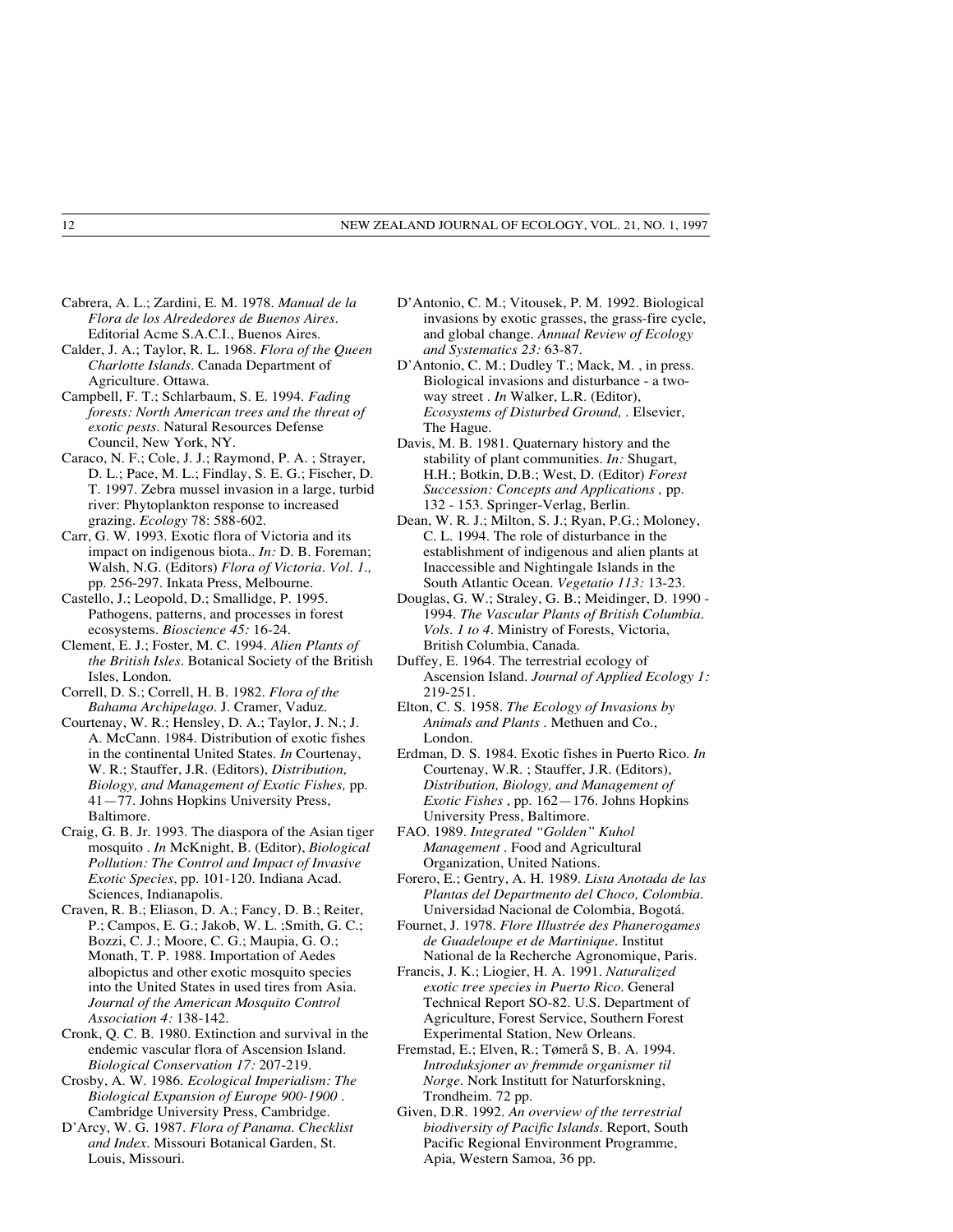Cabrera, A. L.; Zardini, E. M. 1978. *Manual de la Flora de los Alrededores de Buenos Aires*. Editorial Acme S.A.C.I., Buenos Aires.

Calder, J. A.; Taylor, R. L. 1968. *Flora of the Queen Charlotte Islands*. Canada Department of Agriculture. Ottawa.

Campbell, F. T.; Schlarbaum, S. E. 1994. *Fading forests: North American trees and the threat of exotic pests*. Natural Resources Defense Council, New York, NY.

Caraco, N. F.; Cole, J. J.; Raymond, P. A. ; Strayer, D. L.; Pace, M. L.; Findlay, S. E. G.; Fischer, D. T. 1997. Zebra mussel invasion in a large, turbid river: Phytoplankton response to increased grazing. *Ecology* 78: 588-602.

Carr, G. W. 1993. Exotic flora of Victoria and its impact on indigenous biota.. *In:* D. B. Foreman; Walsh, N.G. (Editors) *Flora of Victoria. Vol. 1.,* pp. 256-297. Inkata Press, Melbourne.

Castello, J.; Leopold, D.; Smallidge, P. 1995. Pathogens, patterns, and processes in forest ecosystems. *Bioscience 45:* 16-24.

Clement, E. J.; Foster, M. C. 1994. *Alien Plants of the British Isles*. Botanical Society of the British Isles, London.

Correll, D. S.; Correll, H. B. 1982. *Flora of the Bahama Archipelago*. J. Cramer, Vaduz.

Courtenay, W. R.; Hensley, D. A.; Taylor, J. N.; J. A. McCann. 1984. Distribution of exotic fishes in the continental United States. *In* Courtenay, W. R.; Stauffer, J.R. (Editors), *Distribution, Biology, and Management of Exotic Fishes,* pp. 41—77. Johns Hopkins University Press, Baltimore.

Craig, G. B. Jr. 1993. The diaspora of the Asian tiger mosquito . *In* McKnight, B. (Editor), *Biological Pollution: The Control and Impact of Invasive Exotic Species*, pp. 101-120. Indiana Acad. Sciences, Indianapolis.

Craven, R. B.; Eliason, D. A.; Fancy, D. B.; Reiter, P.; Campos, E. G.; Jakob, W. L. ;Smith, G. C.; Bozzi, C. J.; Moore, C. G.; Maupia, G. O.; Monath, T. P. 1988. Importation of Aedes albopictus and other exotic mosquito species into the United States in used tires from Asia. *Journal of the American Mosquito Control Association 4:* 138-142.

Cronk, Q. C. B. 1980. Extinction and survival in the endemic vascular flora of Ascension Island. *Biological Conservation 17:* 207-219.

Crosby, A. W. 1986. *Ecological Imperialism: The Biological Expansion of Europe 900-1900* . Cambridge University Press, Cambridge.

D'Arcy, W. G. 1987. *Flora of Panama. Checklist and Index*. Missouri Botanical Garden, St. Louis, Missouri.

D'Antonio, C. M.; Vitousek, P. M. 1992. Biological invasions by exotic grasses, the grass-fire cycle, and global change. *Annual Review of Ecology and Systematics 23:* 63-87.

D'Antonio, C. M.; Dudley T.; Mack, M. , in press. Biological invasions and disturbance - a two-way street . *In* Walker, L.R. (Editor), *Ecosystems of Disturbed Ground,* . Elsevier, The Hague.

Davis, M. B. 1981. Quaternary history and the stability of plant communities. *In:* Shugart, H.H.; Botkin, D.B.; West, D. (Editor) *Forest Succession: Concepts and Applications ,* pp. 132 - 153. Springer-Verlag, Berlin.

Dean, W. R. J.; Milton, S. J.; Ryan, P.G.; Moloney, C. L. 1994. The role of disturbance in the establishment of indigenous and alien plants at Inaccessible and Nightingale Islands in the South Atlantic Ocean. *Vegetatio 113:* 13-23.

Douglas, G. W.; Straley, G. B.; Meidinger, D. 1990 - 1994. *The Vascular Plants of British Columbia. Vols. 1 to 4*. Ministry of Forests, Victoria, British Columbia, Canada.

Duffey, E. 1964. The terrestrial ecology of Ascension Island. *Journal of Applied Ecology 1:* 219-251.

Elton, C. S. 1958. *The Ecology of Invasions by Animals and Plants* . Methuen and Co., London.

Erdman, D. S. 1984. Exotic fishes in Puerto Rico. *In* Courtenay, W.R. ; Stauffer, J.R. (Editors), *Distribution, Biology, and Management of Exotic Fishes* , pp. 162—176. Johns Hopkins University Press, Baltimore.

FAO. 1989. *Integrated "Golden" Kuhol Management* . Food and Agricultural Organization, United Nations.

Forero, E.; Gentry, A. H. 1989. *Lista Anotada de las Plantas del Departmento del Choco, Colombia*. Universidad Nacional de Colombia, Bogotá.

Fournet, J. 1978. *Flore Illustrée des Phanerogames de Guadeloupe et de Martinique*. Institut National de la Recherche Agronomique, Paris.

Francis, J. K.; Liogier, H. A. 1991. *Naturalized exotic tree species in Puerto Rico*. General Technical Report SO-82. U.S. Department of Agriculture, Forest Service, Southern Forest Experimental Station, New Orleans.

Fremstad, E.; Elven, R.; Tømerå S, B. A. 1994. *Introduksjoner av fremmde organismer til Norge*. Nork Institutt for Naturforskning, Trondheim. 72 pp.

Given, D.R. 1992. *An overview of the terrestrial biodiversity of Pacific Islands*. Report, South Pacific Regional Environment Programme, Apia, Western Samoa, 36 pp.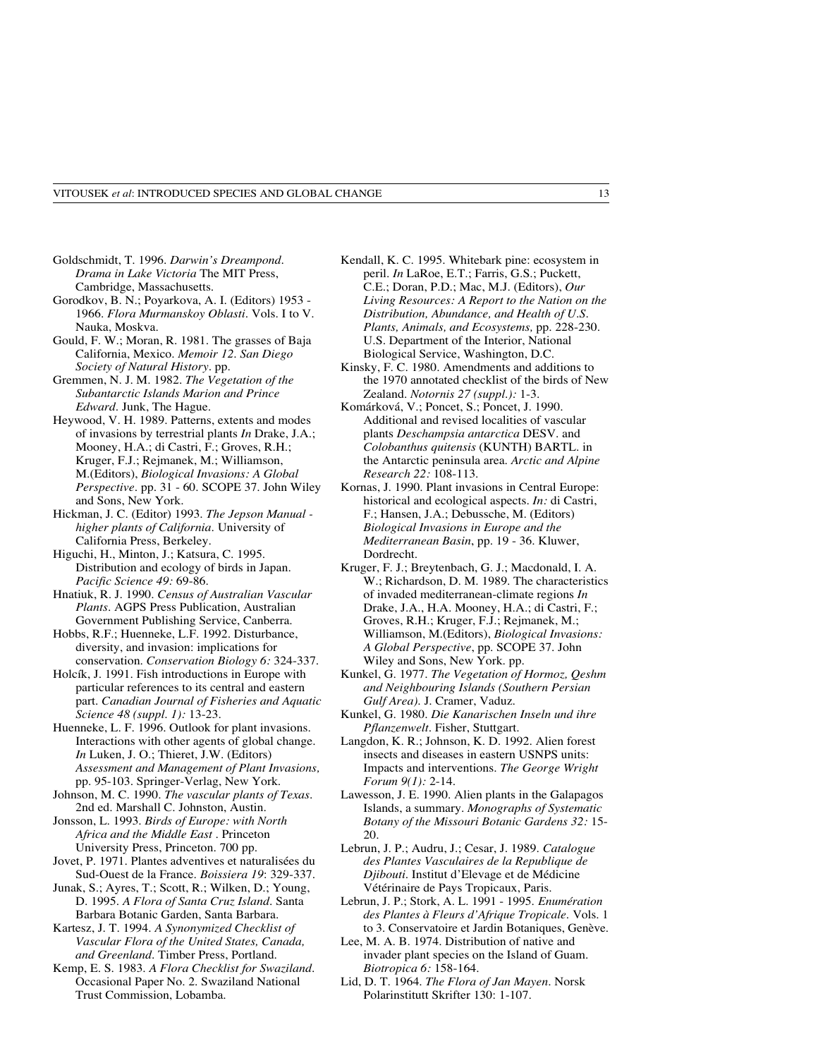Goldschmidt, T. 1996. *Darwin's Dreampond. Drama in Lake Victoria* The MIT Press, Cambridge, Massachusetts.

Gorodkov, B. N.; Poyarkova, A. I. (Editors) 1953 - 1966. *Flora Murmanskoy Oblasti*. Vols. I to V. Nauka, Moskva.

Gould, F. W.; Moran, R. 1981. The grasses of Baja California, Mexico. *Memoir 12. San Diego Society of Natural History*. pp.

Gremmen, N. J. M. 1982. *The Vegetation of the Subantarctic Islands Marion and Prince Edward*. Junk, The Hague.

Heywood, V. H. 1989. Patterns, extents and modes of invasions by terrestrial plants *In* Drake, J.A.; Mooney, H.A.; di Castri, F.; Groves, R.H.; Kruger, F.J.; Rejmanek, M.; Williamson, M.(Editors), *Biological Invasions: A Global Perspective*. pp. 31 - 60. SCOPE 37. John Wiley and Sons, New York.

Hickman, J. C. (Editor) 1993. *The Jepson Manual - higher plants of California*. University of California Press, Berkeley.

Higuchi, H., Minton, J.; Katsura, C. 1995. Distribution and ecology of birds in Japan. *Pacific Science 49:* 69-86.

Hnatiuk, R. J. 1990. *Census of Australian Vascular Plants*. AGPS Press Publication, Australian Government Publishing Service, Canberra.

Hobbs, R.F.; Huenneke, L.F. 1992. Disturbance, diversity, and invasion: implications for conservation. *Conservation Biology 6:* 324-337.

Holcík, J. 1991. Fish introductions in Europe with particular references to its central and eastern part. *Canadian Journal of Fisheries and Aquatic Science 48 (suppl. 1):* 13-23.

Huenneke, L. F. 1996. Outlook for plant invasions. Interactions with other agents of global change. *In* Luken, J. O.; Thieret, J.W. (Editors) *Assessment and Management of Plant Invasions,* pp. 95-103. Springer-Verlag, New York.

Johnson, M. C. 1990. *The vascular plants of Texas*. 2nd ed. Marshall C. Johnston, Austin.

Jonsson, L. 1993. *Birds of Europe: with North Africa and the Middle East* . Princeton University Press, Princeton. 700 pp.

Jovet, P. 1971. Plantes adventives et naturalisées du Sud-Ouest de la France. *Boissiera 19*: 329-337.

Junak, S.; Ayres, T.; Scott, R.; Wilken, D.; Young, D. 1995. *A Flora of Santa Cruz Island*. Santa Barbara Botanic Garden, Santa Barbara.

Kartesz, J. T. 1994. *A Synonymized Checklist of Vascular Flora of the United States, Canada, and Greenland*. Timber Press, Portland.

Kemp, E. S. 1983. *A Flora Checklist for Swaziland*. Occasional Paper No. 2. Swaziland National Trust Commission, Lobamba.

Kendall, K. C. 1995. Whitebark pine: ecosystem in peril. *In* LaRoe, E.T.; Farris, G.S.; Puckett, C.E.; Doran, P.D.; Mac, M.J. (Editors), *Our Living Resources: A Report to the Nation on the Distribution, Abundance, and Health of U.S. Plants, Animals, and Ecosystems,* pp. 228-230. U.S. Department of the Interior, National Biological Service, Washington, D.C.

Kinsky, F. C. 1980. Amendments and additions to the 1970 annotated checklist of the birds of New Zealand. *Notornis 27 (suppl.):* 1-3.

Komárková, V.; Poncet, S.; Poncet, J. 1990. Additional and revised localities of vascular plants *Deschampsia antarctica* DESV. and *Colobanthus quitensis* (KUNTH) BARTL. in the Antarctic peninsula area. *Arctic and Alpine Research 22:* 108-113.

Kornas, J. 1990. Plant invasions in Central Europe: historical and ecological aspects. *In:* di Castri, F.; Hansen, J.A.; Debussche, M. (Editors) *Biological Invasions in Europe and the Mediterranean Basin*, pp. 19 - 36. Kluwer, Dordrecht.

Kruger, F. J.; Breytenbach, G. J.; Macdonald, I. A. W.; Richardson, D. M. 1989. The characteristics of invaded mediterranean-climate regions *In* Drake, J.A., H.A. Mooney, H.A.; di Castri, F.; Groves, R.H.; Kruger, F.J.; Rejmanek, M.; Williamson, M.(Editors), *Biological Invasions: A Global Perspective*, pp. SCOPE 37. John Wiley and Sons, New York. pp.

Kunkel, G. 1977. *The Vegetation of Hormoz, Qeshm and Neighbouring Islands (Southern Persian Gulf Area).* J. Cramer, Vaduz.

Kunkel, G. 1980. *Die Kanarischen Inseln und ihre Pflanzenwelt*. Fisher, Stuttgart.

Langdon, K. R.; Johnson, K. D. 1992. Alien forest insects and diseases in eastern USNPS units: Impacts and interventions. *The George Wright Forum 9(1):* 2-14.

Lawesson, J. E. 1990. Alien plants in the Galapagos Islands, a summary. *Monographs of Systematic Botany of the Missouri Botanic Gardens 32:* 15-20.

Lebrun, J. P.; Audru, J.; Cesar, J. 1989. *Catalogue des Plantes Vasculaires de la Republique de Djibouti*. Institut d'Elevage et de Médicine Vétérinaire de Pays Tropicaux, Paris.

Lebrun, J. P.; Stork, A. L. 1991 - 1995. *Enumération des Plantes à Fleurs d'Afrique Tropicale*. Vols. 1 to 3. Conservatoire et Jardin Botaniques, Genève.

Lee, M. A. B. 1974. Distribution of native and invader plant species on the Island of Guam. *Biotropica 6:* 158-164.

Lid, D. T. 1964. *The Flora of Jan Mayen*. Norsk Polarinstitutt Skrifter 130: 1-107.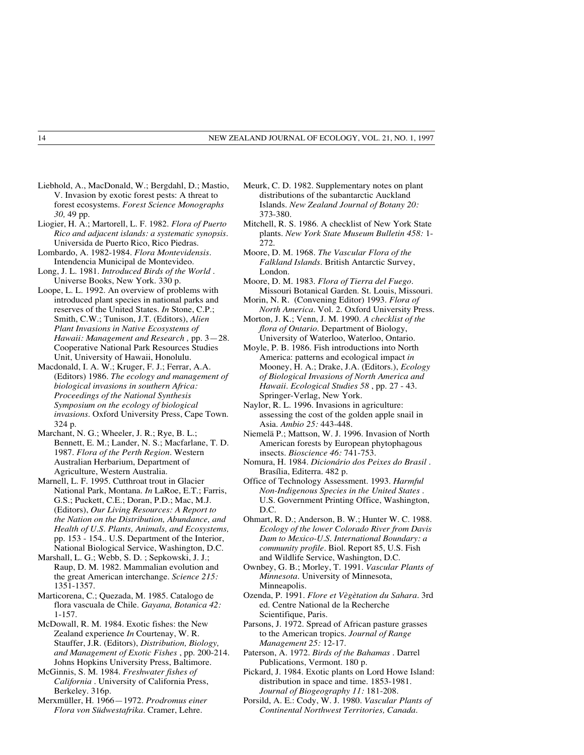Liebhold, A., MacDonald, W.; Bergdahl, D.; Mastio, V. Invasion by exotic forest pests: A threat to forest ecosystems. *Forest Science Monographs 30,* 49 pp.

Liogier, H. A.; Martorell, L. F. 1982. *Flora of Puerto Rico and adjacent islands: a systematic synopsis*. Universida de Puerto Rico, Rico Piedras.

Lombardo, A. 1982-1984. *Flora Montevidensis*. Intendencia Municipal de Montevideo.

Long, J. L. 1981. *Introduced Birds of the World* . Universe Books, New York. 330 p.

Loope, L. L. 1992. An overview of problems with introduced plant species in national parks and reserves of the United States. *In* Stone, C.P.; Smith, C.W.; Tunison, J.T. (Editors), *Alien Plant Invasions in Native Ecosystems of Hawaii: Management and Research* , pp. 3—28. Cooperative National Park Resources Studies Unit, University of Hawaii, Honolulu.

Macdonald, I. A. W.; Kruger, F. J.; Ferrar, A.A. (Editors) 1986. *The ecology and management of biological invasions in southern Africa: Proceedings of the National Synthesis Symposium on the ecology of biological invasions*. Oxford University Press, Cape Town. 324 p.

Marchant, N. G.; Wheeler, J. R.; Rye, B. L.; Bennett, E. M.; Lander, N. S.; Macfarlane, T. D. 1987. *Flora of the Perth Region*. Western Australian Herbarium, Department of Agriculture, Western Australia.

Marnell, L. F. 1995. Cutthroat trout in Glacier National Park, Montana. *In* LaRoe, E.T.; Farris, G.S.; Puckett, C.E.; Doran, P.D.; Mac, M.J. (Editors), *Our Living Resources: A Report to the Nation on the Distribution, Abundance, and Health of U.S. Plants, Animals, and Ecosystems,* pp. 153 - 154.. U.S. Department of the Interior, National Biological Service, Washington, D.C.

Marshall, L. G.; Webb, S. D. ; Sepkowski, J. J.; Raup, D. M. 1982. Mammalian evolution and the great American interchange. *Science 215:* 1351-1357.

Marticorena, C.; Quezada, M. 1985. Catalogo de flora vascuala de Chile. *Gayana, Botanica 42:* 1-157.

McDowall, R. M. 1984. Exotic fishes: the New Zealand experience *In* Courtenay, W. R. Stauffer, J.R. (Editors), *Distribution, Biology, and Management of Exotic Fishes* , pp. 200-214. Johns Hopkins University Press, Baltimore.

McGinnis, S. M. 1984. *Freshwater fishes of California* . University of California Press, Berkeley. 316p.

Merxmüller, H. 1966—1972. *Prodromus einer Flora von Südwestafrika*. Cramer, Lehre.

Meurk, C. D. 1982. Supplementary notes on plant distributions of the subantarctic Auckland Islands. *New Zealand Journal of Botany 20:* 373-380.

Mitchell, R. S. 1986. A checklist of New York State plants. *New York State Museum Bulletin 458:* 1-272.

Moore, D. M. 1968. *The Vascular Flora of the Falkland Islands*. British Antarctic Survey, London.

Moore, D. M. 1983. *Flora of Tierra del Fuego*. Missouri Botanical Garden. St. Louis, Missouri.

Morin, N. R. (Convening Editor) 1993. *Flora of North America*. Vol. 2. Oxford University Press.

Morton, J. K.; Venn, J. M. 1990. *A checklist of the flora of Ontario*. Department of Biology, University of Waterloo, Waterloo, Ontario.

Moyle, P. B. 1986. Fish introductions into North America: patterns and ecological impact *in* Mooney, H. A.; Drake, J.A. (Editors.), *Ecology of Biological Invasions of North America and Hawaii*. *Ecological Studies 58* , pp. 27 - 43. Springer-Verlag, New York.

Naylor, R. L. 1996. Invasions in agriculture: assessing the cost of the golden apple snail in Asia. *Ambio 25:* 443-448.

Niemelä P.; Mattson, W. J. 1996. Invasion of North American forests by European phytophagous insects. *Bioscience 46:* 741-753.

Nomura, H. 1984. *Dicionário dos Peixes do Brasil* . Brasília, Editerra. 482 p.

Office of Technology Assessment. 1993. *Harmful Non-Indigenous Species in the United States* . U.S. Government Printing Office, Washington, D.C.

Ohmart, R. D.; Anderson, B. W.; Hunter W. C. 1988. *Ecology of the lower Colorado River from Davis Dam to Mexico-U.S. International Boundary: a community profile*. Biol. Report 85, U.S. Fish and Wildlife Service, Washington, D.C.

Ownbey, G. B.; Morley, T. 1991. *Vascular Plants of Minnesota*. University of Minnesota, Minneapolis.

Ozenda, P. 1991. *Flore et Vègètation du Sahara*. 3rd ed. Centre National de la Recherche Scientifique, Paris.

Parsons, J. 1972. Spread of African pasture grasses to the American tropics. *Journal of Range Management 25:* 12-17.

Paterson, A. 1972. *Birds of the Bahamas* . Darrel Publications, Vermont. 180 p.

Pickard, J. 1984. Exotic plants on Lord Howe Island: distribution in space and time. 1853-1981. *Journal of Biogeography 11:* 181-208.

Porsild, A. E.: Cody, W. J. 1980. *Vascular Plants of Continental Northwest Territories, Canada*.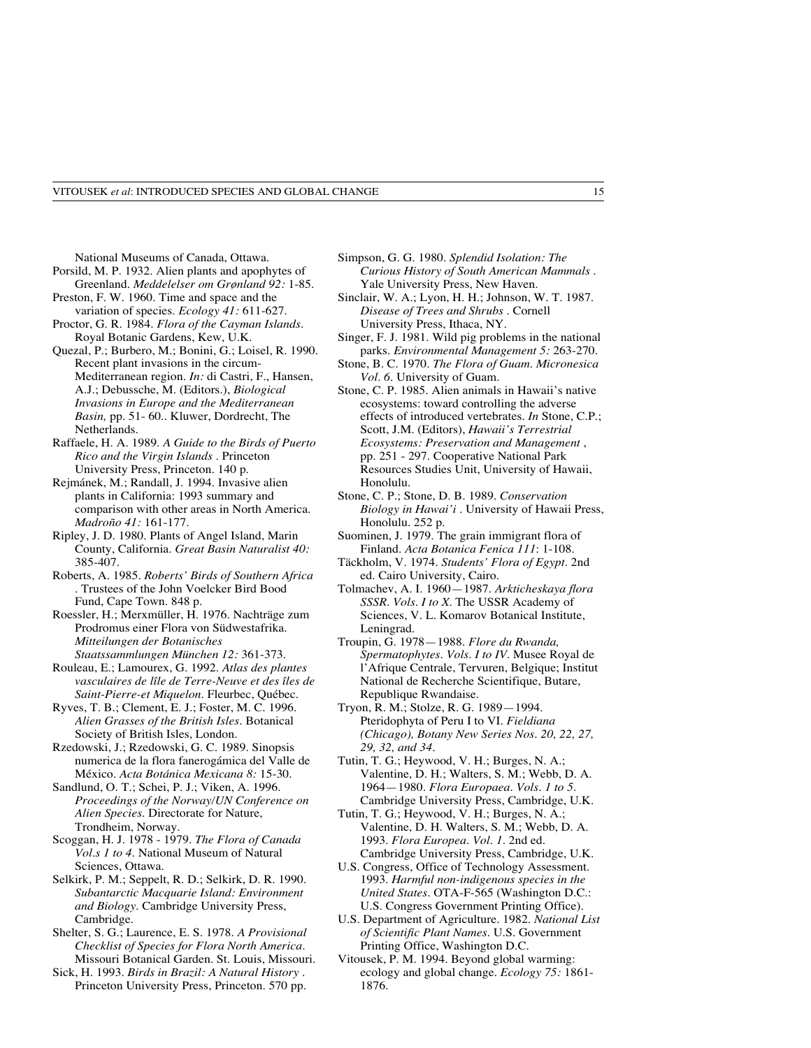National Museums of Canada, Ottawa.

Porsild, M. P. 1932. Alien plants and apophytes of Greenland. *Meddelelser om Grønland 92:* 1-85.

Preston, F. W. 1960. Time and space and the variation of species. *Ecology 41:* 611-627.

Proctor, G. R. 1984. *Flora of the Cayman Islands*. Royal Botanic Gardens, Kew, U.K.

Quezal, P.; Burbero, M.; Bonini, G.; Loisel, R. 1990. Recent plant invasions in the circum-Mediterranean region. *In:* di Castri, F., Hansen, A.J.; Debussche, M. (Editors.), *Biological Invasions in Europe and the Mediterranean Basin,* pp. 51- 60.. Kluwer, Dordrecht, The Netherlands.

Raffaele, H. A. 1989. *A Guide to the Birds of Puerto Rico and the Virgin Islands* . Princeton University Press, Princeton. 140 p.

Rejmánek, M.; Randall, J. 1994. Invasive alien plants in California: 1993 summary and comparison with other areas in North America. *Madroño 41:* 161-177.

Ripley, J. D. 1980. Plants of Angel Island, Marin County, California. *Great Basin Naturalist 40:* 385-407.

Roberts, A. 1985. *Roberts' Birds of Southern Africa* . Trustees of the John Voelcker Bird Bood Fund, Cape Town. 848 p.

Roessler, H.; Merxmüller, H. 1976. Nachträge zum Prodromus einer Flora von Südwestafrika. *Mitteilungen der Botanisches Staatssammlungen München 12:* 361-373.

Rouleau, E.; Lamourex, G. 1992. *Atlas des plantes vasculaires de lîle de Terre-Neuve et des îles de Saint-Pierre-et Miquelon*. Fleurbec, Québec.

Ryves, T. B.; Clement, E. J.; Foster, M. C. 1996. *Alien Grasses of the British Isles*. Botanical Society of British Isles, London.

Rzedowski, J.; Rzedowski, G. C. 1989. Sinopsis numerica de la flora fanerogámica del Valle de México. *Acta Botánica Mexicana 8:* 15-30.

Sandlund, O. T.; Schei, P. J.; Viken, A. 1996. *Proceedings of the Norway/UN Conference on Alien Species*. Directorate for Nature, Trondheim, Norway.

Scoggan, H. J. 1978 - 1979. *The Flora of Canada Vol.s 1 to 4*. National Museum of Natural Sciences, Ottawa.

Selkirk, P. M.; Seppelt, R. D.; Selkirk, D. R. 1990. *Subantarctic Macquarie Island: Environment and Biology*. Cambridge University Press, Cambridge.

Shelter, S. G.; Laurence, E. S. 1978. *A Provisional Checklist of Species for Flora North America*. Missouri Botanical Garden. St. Louis, Missouri.

Sick, H. 1993. *Birds in Brazil: A Natural History* . Princeton University Press, Princeton. 570 pp.

Simpson, G. G. 1980. *Splendid Isolation: The Curious History of South American Mammals* . Yale University Press, New Haven.

Sinclair, W. A.; Lyon, H. H.; Johnson, W. T. 1987. *Disease of Trees and Shrubs* . Cornell University Press, Ithaca, NY.

Singer, F. J. 1981. Wild pig problems in the national parks. *Environmental Management 5:* 263-270.

Stone, B. C. 1970. *The Flora of Guam. Micronesica Vol. 6*. University of Guam.

Stone, C. P. 1985. Alien animals in Hawaii's native ecosystems: toward controlling the adverse effects of introduced vertebrates. *In* Stone, C.P.; Scott, J.M. (Editors), *Hawaii's Terrestrial Ecosystems: Preservation and Management* , pp. 251 - 297. Cooperative National Park Resources Studies Unit, University of Hawaii, Honolulu.

Stone, C. P.; Stone, D. B. 1989. *Conservation Biology in Hawai'i* . University of Hawaii Press, Honolulu. 252 p.

Suominen, J. 1979. The grain immigrant flora of Finland. *Acta Botanica Fenica 111*: 1-108.

Täckholm, V. 1974. *Students' Flora of Egypt*. 2nd ed. Cairo University, Cairo.

Tolmachev, A. I. 1960—1987. *Arkticheskaya flora SSSR. Vols. I to X*. The USSR Academy of Sciences, V. L. Komarov Botanical Institute, Leningrad.

Troupin, G. 1978—1988. *Flore du Rwanda, Spermatophytes. Vols. I to IV*. Musee Royal de l'Afrique Centrale, Tervuren, Belgique; Institut National de Recherche Scientifique, Butare, Republique Rwandaise.

Tryon, R. M.; Stolze, R. G. 1989—1994. Pteridophyta of Peru I to VI. *Fieldiana (Chicago), Botany New Series Nos. 20, 22, 27, 29, 32, and 34*.

Tutin, T. G.; Heywood, V. H.; Burges, N. A.; Valentine, D. H.; Walters, S. M.; Webb, D. A. 1964—1980. *Flora Europaea. Vols. 1 to 5*. Cambridge University Press, Cambridge, U.K.

Tutin, T. G.; Heywood, V. H.; Burges, N. A.; Valentine, D. H. Walters, S. M.; Webb, D. A. 1993. *Flora Europea. Vol. 1*. 2nd ed. Cambridge University Press, Cambridge, U.K.

U.S. Congress, Office of Technology Assessment. 1993. *Harmful non-indigenous species in the United States*. OTA-F-565 (Washington D.C.: U.S. Congress Government Printing Office).

U.S. Department of Agriculture. 1982. *National List of Scientific Plant Names*. U.S. Government Printing Office, Washington D.C.

Vitousek, P. M. 1994. Beyond global warming: ecology and global change. *Ecology 75:* 1861-1876.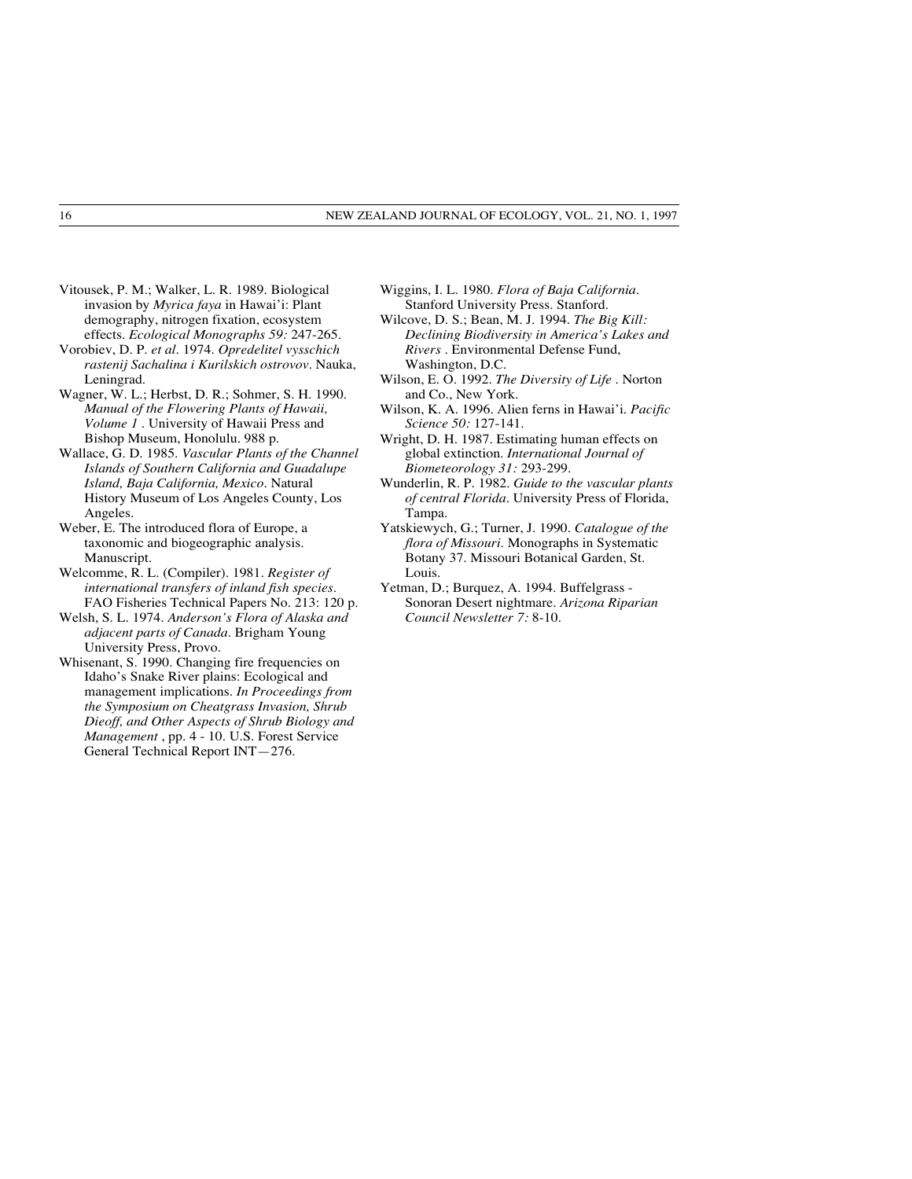Vitousek, P. M.; Walker, L. R. 1989. Biological invasion by *Myrica faya* in Hawai'i: Plant demography, nitrogen fixation, ecosystem effects. *Ecological Monographs 59:* 247-265.

Vorobiev, D. P. *et al*. 1974. *Opredelitel vysschich rastenij Sachalina i Kurilskich ostrovov*. Nauka, Leningrad.

Wagner, W. L.; Herbst, D. R.; Sohmer, S. H. 1990. *Manual of the Flowering Plants of Hawaii, Volume 1* . University of Hawaii Press and Bishop Museum, Honolulu. 988 p.

Wallace, G. D. 1985. *Vascular Plants of the Channel Islands of Southern California and Guadalupe Island, Baja California, Mexico*. Natural History Museum of Los Angeles County, Los Angeles.

Weber, E. The introduced flora of Europe, a taxonomic and biogeographic analysis. Manuscript.

Welcomme, R. L. (Compiler). 1981. *Register of international transfers of inland fish species*. FAO Fisheries Technical Papers No. 213: 120 p.

Welsh, S. L. 1974. *Anderson's Flora of Alaska and adjacent parts of Canada*. Brigham Young University Press, Provo.

Whisenant, S. 1990. Changing fire frequencies on Idaho's Snake River plains: Ecological and management implications. *In Proceedings from the Symposium on Cheatgrass Invasion, Shrub Dieoff, and Other Aspects of Shrub Biology and Management* , pp. 4 - 10. U.S. Forest Service General Technical Report INT—276.

Wiggins, I. L. 1980. *Flora of Baja California*. Stanford University Press. Stanford.

Wilcove, D. S.; Bean, M. J. 1994. *The Big Kill: Declining Biodiversity in America's Lakes and Rivers* . Environmental Defense Fund, Washington, D.C.

Wilson, E. O. 1992. *The Diversity of Life* . Norton and Co., New York.

Wilson, K. A. 1996. Alien ferns in Hawai'i. *Pacific Science 50:* 127-141.

Wright, D. H. 1987. Estimating human effects on global extinction. *International Journal of Biometeorology 31:* 293-299.

Wunderlin, R. P. 1982. *Guide to the vascular plants of central Florida*. University Press of Florida, Tampa.

Yatskiewych, G.; Turner, J. 1990. *Catalogue of the flora of Missouri*. Monographs in Systematic Botany 37. Missouri Botanical Garden, St. Louis.

Yetman, D.; Burquez, A. 1994. Buffelgrass - Sonoran Desert nightmare. *Arizona Riparian Council Newsletter 7:* 8-10.